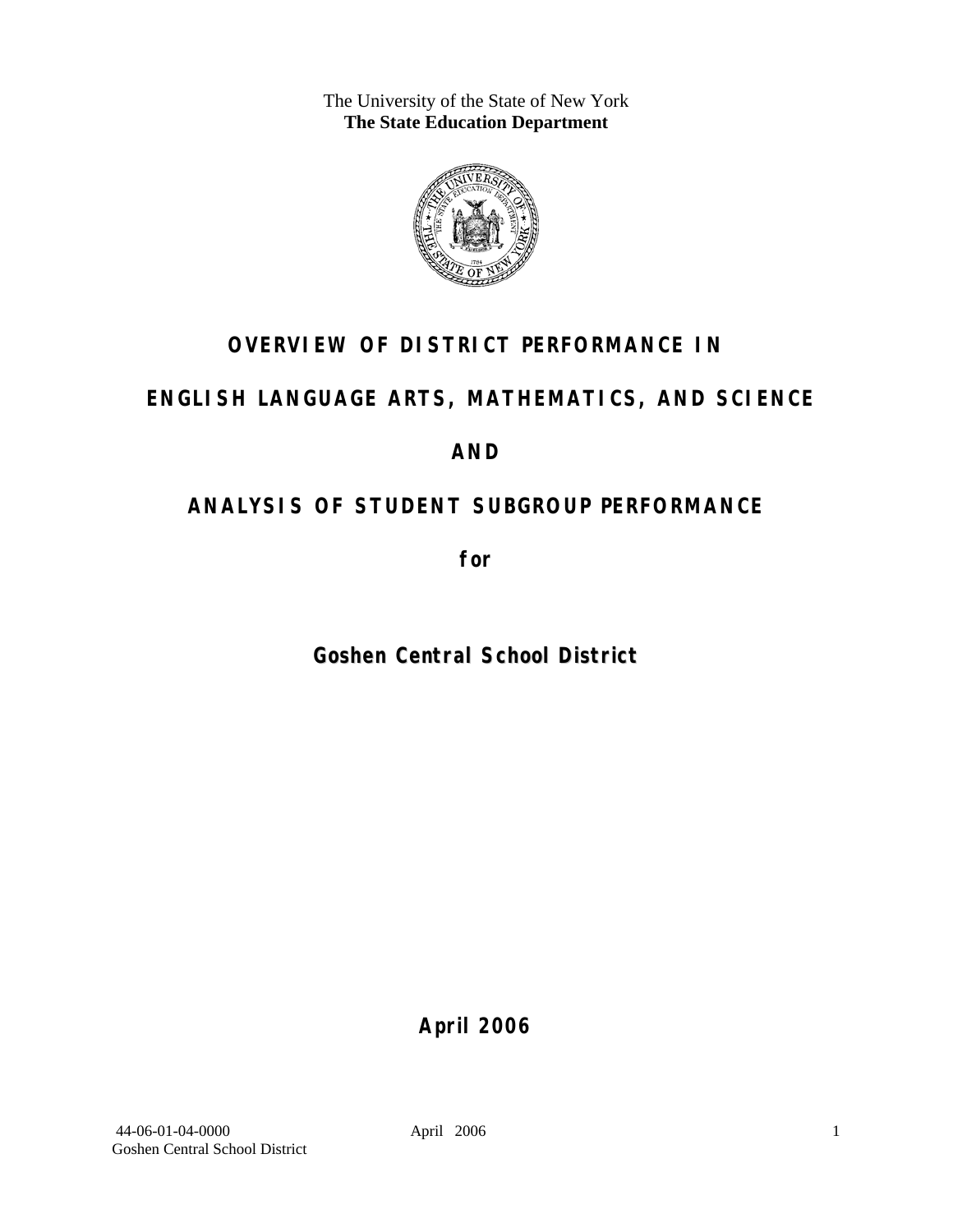The University of the State of New York
**The State Education Department**

# OVERVIEW OF DISTRICT PERFORMANCE IN

# ENGLISH LANGUAGE ARTS, MATHEMATICS, AND SCIENCE

# AND

# ANALYSIS OF STUDENT SUBGROUP PERFORMANCE

**for**

## Goshen Central School District

**April 2006**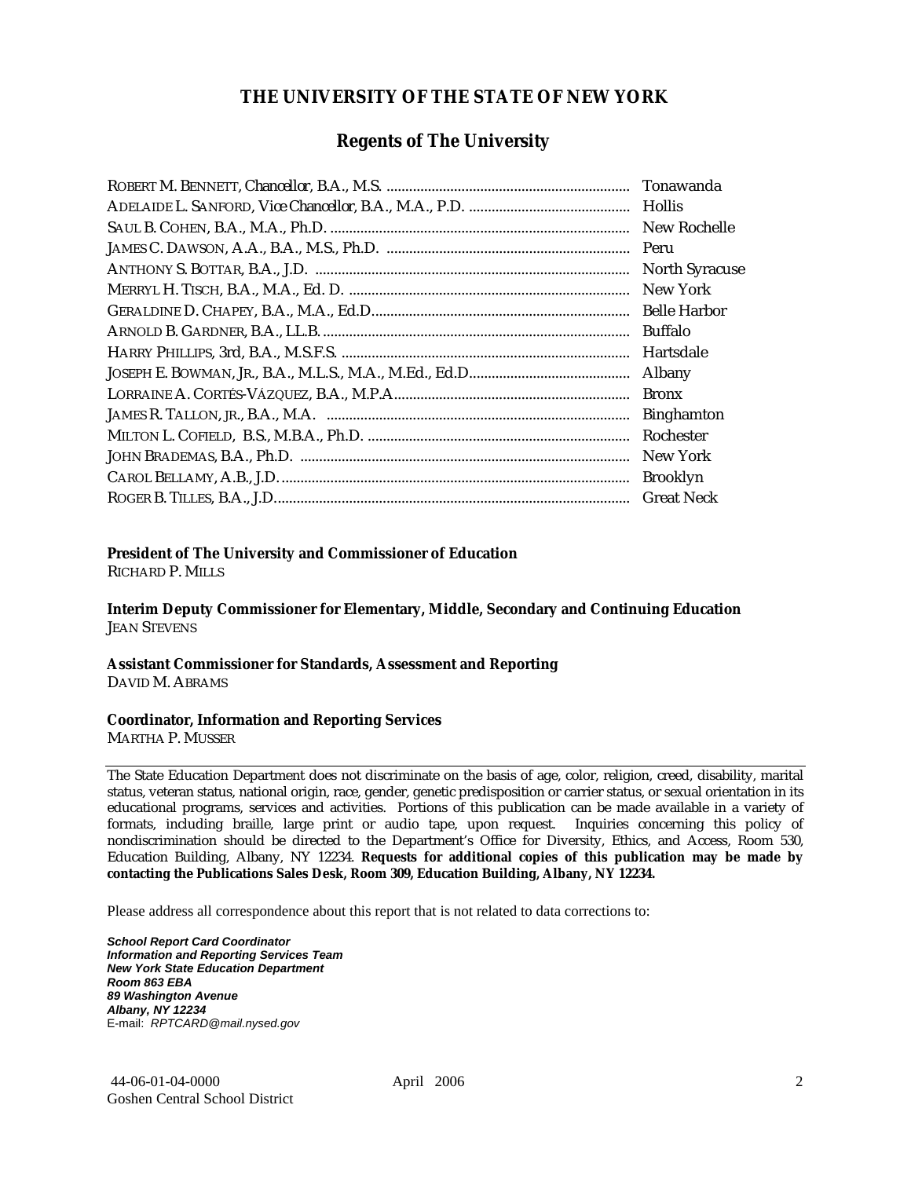# THE UNIVERSITY OF THE STATE OF NEW YORK

## Regents of The University

| | |
|---|---|
| ROBERT M. BENNETT, *Chancellor*, B.A., M.S. | Tonawanda |
| ADELAIDE L. SANFORD, *Vice Chancellor*, B.A., M.A., P.D. | Hollis |
| SAUL B. COHEN, B.A., M.A., Ph.D. | New Rochelle |
| JAMES C. DAWSON, A.A., B.A., M.S., Ph.D. | Peru |
| ANTHONY S. BOTTAR, B.A., J.D. | North Syracuse |
| MERRYL H. TISCH, B.A., M.A., Ed. D. | New York |
| GERALDINE D. CHAPEY, B.A., M.A., Ed.D. | Belle Harbor |
| ARNOLD B. GARDNER, B.A., LL.B. | Buffalo |
| HARRY PHILLIPS, 3rd, B.A., M.S.F.S. | Hartsdale |
| JOSEPH E. BOWMAN, JR., B.A., M.L.S., M.A., M.Ed., Ed.D. | Albany |
| LORRAINE A. CORTÉS-VÁZQUEZ, B.A., M.P.A. | Bronx |
| JAMES R. TALLON, JR., B.A., M.A. | Binghamton |
| MILTON L. COFIELD, B.S., M.B.A., Ph.D. | Rochester |
| JOHN BRADEMAS, B.A., Ph.D. | New York |
| CAROL BELLAMY, A.B., J.D. | Brooklyn |
| ROGER B. TILLES, B.A., J.D. | Great Neck |

**President of The University and Commissioner of Education**
RICHARD P. MILLS

**Interim Deputy Commissioner for Elementary, Middle, Secondary and Continuing Education**
JEAN STEVENS

**Assistant Commissioner for Standards, Assessment and Reporting**
DAVID M. ABRAMS

**Coordinator, Information and Reporting Services**
MARTHA P. MUSSER

---

The State Education Department does not discriminate on the basis of age, color, religion, creed, disability, marital status, veteran status, national origin, race, gender, genetic predisposition or carrier status, or sexual orientation in its educational programs, services and activities. Portions of this publication can be made available in a variety of formats, including braille, large print or audio tape, upon request. Inquiries concerning this policy of nondiscrimination should be directed to the Department's Office for Diversity, Ethics, and Access, Room 530, Education Building, Albany, NY 12234. **Requests for additional copies of this publication may be made by contacting the Publications Sales Desk, Room 309, Education Building, Albany, NY 12234.**

Please address all correspondence about this report that is not related to data corrections to:

***School Report Card Coordinator***
***Information and Reporting Services Team***
***New York State Education Department***
***Room 863 EBA***
***89 Washington Avenue***
***Albany, NY 12234***
E-mail: *RPTCARD@mail.nysed.gov*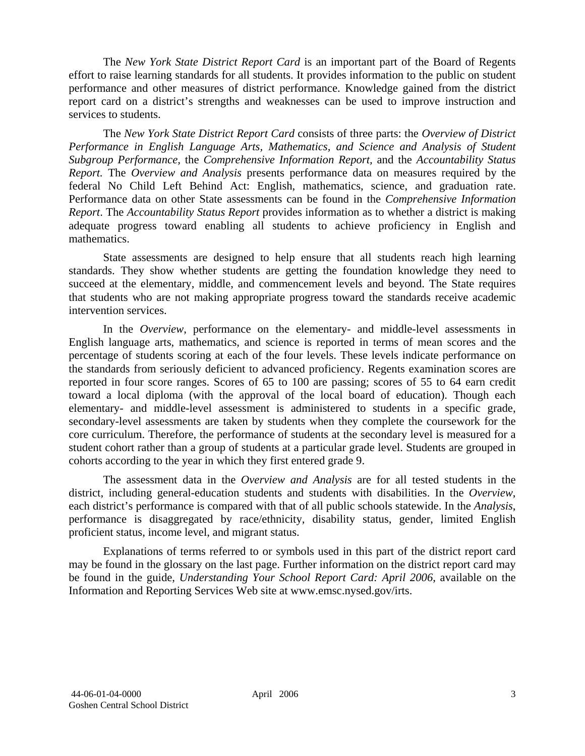The *New York State District Report Card* is an important part of the Board of Regents effort to raise learning standards for all students. It provides information to the public on student performance and other measures of district performance. Knowledge gained from the district report card on a district's strengths and weaknesses can be used to improve instruction and services to students.

The *New York State District Report Card* consists of three parts: the *Overview of District Performance in English Language Arts, Mathematics, and Science and Analysis of Student Subgroup Performance,* the *Comprehensive Information Report,* and the *Accountability Status Report.* The *Overview and Analysis* presents performance data on measures required by the federal No Child Left Behind Act: English, mathematics, science, and graduation rate. Performance data on other State assessments can be found in the *Comprehensive Information Report*. The *Accountability Status Report* provides information as to whether a district is making adequate progress toward enabling all students to achieve proficiency in English and mathematics.

State assessments are designed to help ensure that all students reach high learning standards. They show whether students are getting the foundation knowledge they need to succeed at the elementary, middle, and commencement levels and beyond. The State requires that students who are not making appropriate progress toward the standards receive academic intervention services.

In the *Overview*, performance on the elementary- and middle-level assessments in English language arts, mathematics, and science is reported in terms of mean scores and the percentage of students scoring at each of the four levels. These levels indicate performance on the standards from seriously deficient to advanced proficiency. Regents examination scores are reported in four score ranges. Scores of 65 to 100 are passing; scores of 55 to 64 earn credit toward a local diploma (with the approval of the local board of education). Though each elementary- and middle-level assessment is administered to students in a specific grade, secondary-level assessments are taken by students when they complete the coursework for the core curriculum. Therefore, the performance of students at the secondary level is measured for a student cohort rather than a group of students at a particular grade level. Students are grouped in cohorts according to the year in which they first entered grade 9.

The assessment data in the *Overview and Analysis* are for all tested students in the district, including general-education students and students with disabilities. In the *Overview*, each district's performance is compared with that of all public schools statewide. In the *Analysis*, performance is disaggregated by race/ethnicity, disability status, gender, limited English proficient status, income level, and migrant status.

Explanations of terms referred to or symbols used in this part of the district report card may be found in the glossary on the last page. Further information on the district report card may be found in the guide, *Understanding Your School Report Card: April 2006*, available on the Information and Reporting Services Web site at www.emsc.nysed.gov/irts.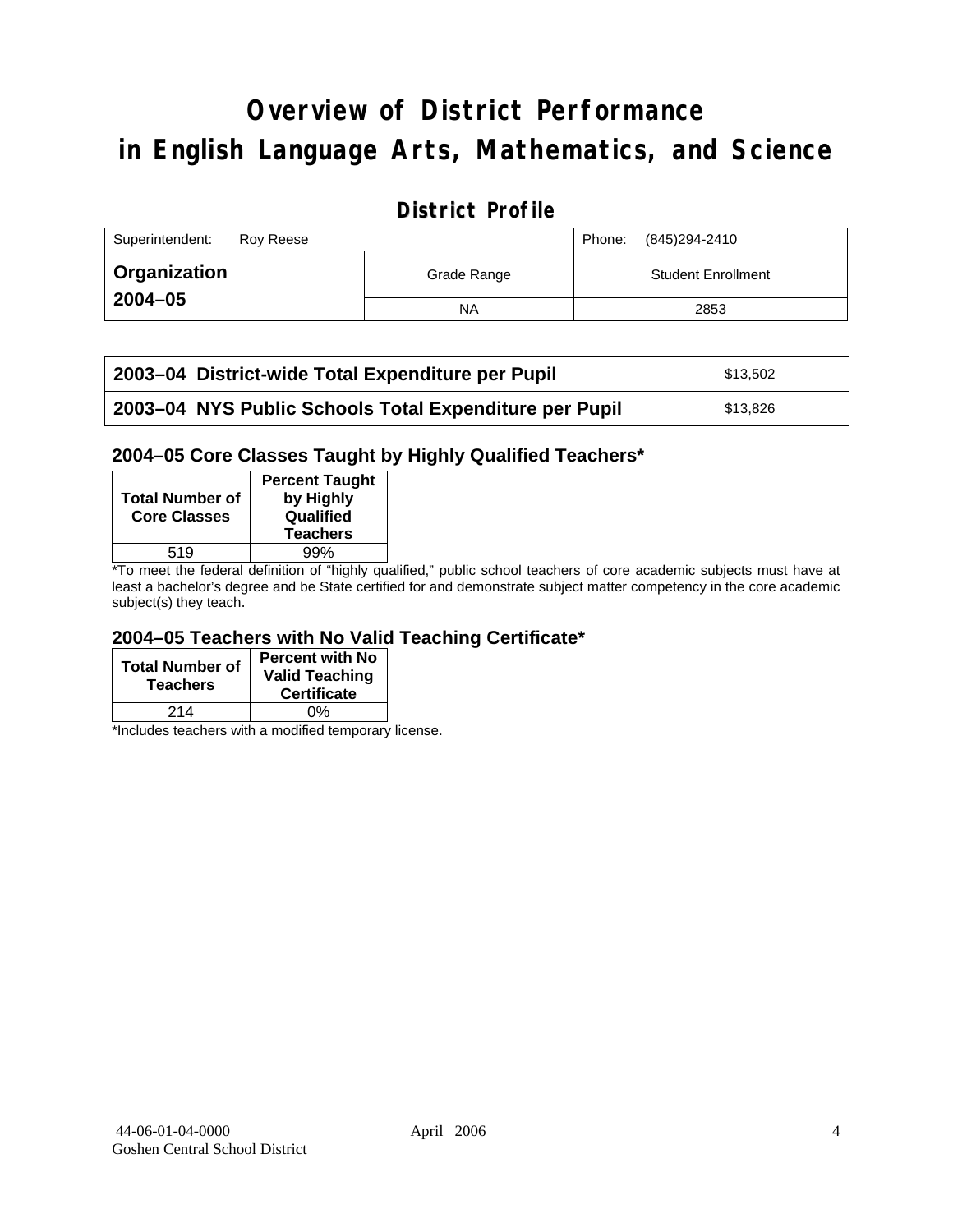# Overview of District Performance in English Language Arts, Mathematics, and Science

## District Profile

| Superintendent: Roy Reese | | Phone: (845)294-2410 |
|---|---|---|
| **Organization 2004–05** | Grade Range | Student Enrollment |
| | NA | 2853 |

| | |
|---|---|
| **2003–04 District-wide Total Expenditure per Pupil** | $13,502 |
| **2003–04 NYS Public Schools Total Expenditure per Pupil** | $13,826 |

### 2004–05 Core Classes Taught by Highly Qualified Teachers*

| Total Number of Core Classes | Percent Taught by Highly Qualified Teachers |
|---|---|
| 519 | 99% |

*To meet the federal definition of "highly qualified," public school teachers of core academic subjects must have at least a bachelor's degree and be State certified for and demonstrate subject matter competency in the core academic subject(s) they teach.

### 2004–05 Teachers with No Valid Teaching Certificate*

| Total Number of Teachers | Percent with No Valid Teaching Certificate |
|---|---|
| 214 | 0% |

*Includes teachers with a modified temporary license.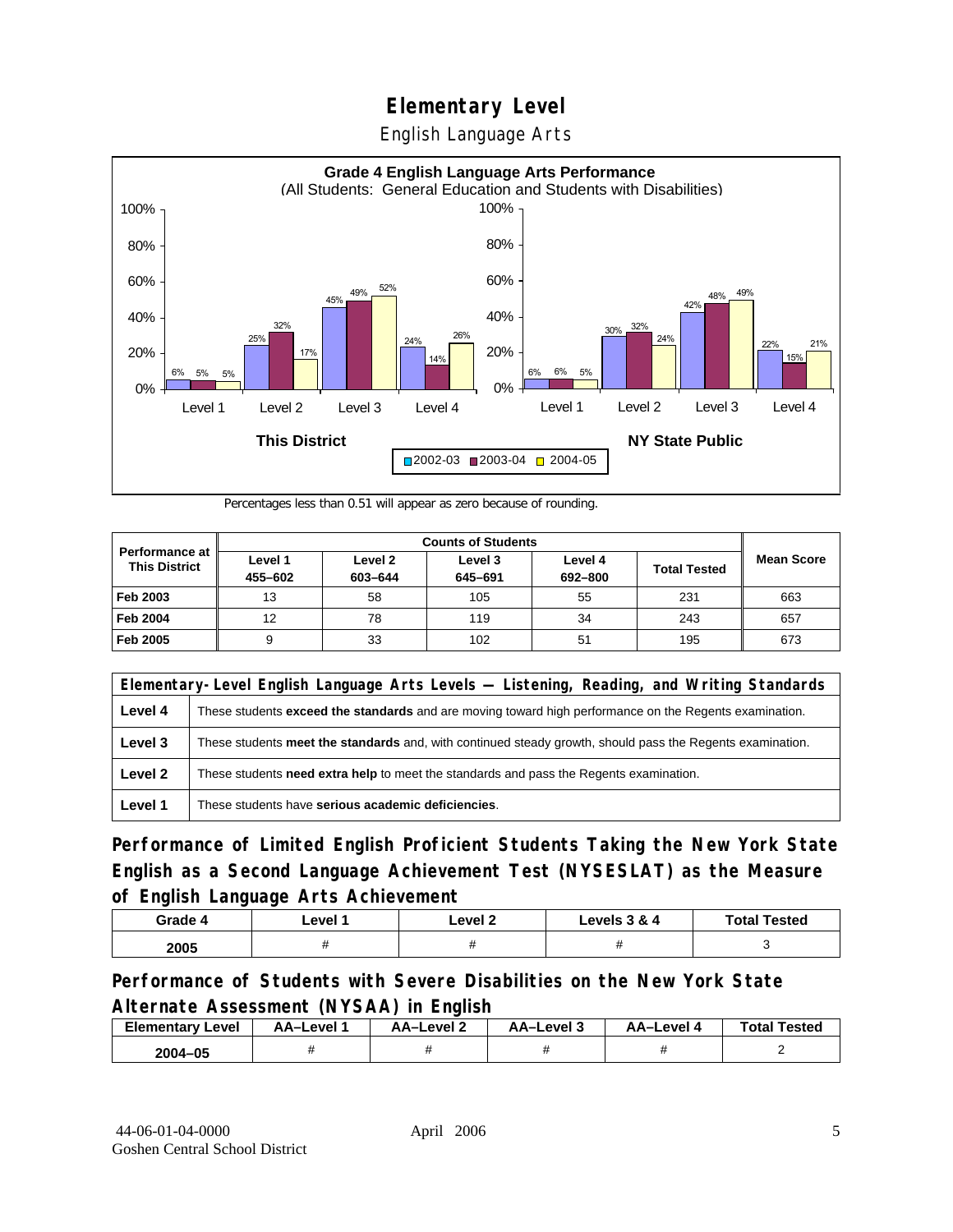# Elementary Level

English Language Arts

**Grade 4 English Language Arts Performance**
(All Students: General Education and Students with Disabilities)

| This District | 2002-03 | 2003-04 | 2004-05 |
|---|---|---|---|
| Level 1 | 6% | 5% | 5% |
| Level 2 | 25% | 32% | 17% |
| Level 3 | 45% | 49% | 52% |
| Level 4 | 24% | 14% | 26% |

| NY State Public | 2002-03 | 2003-04 | 2004-05 |
|---|---|---|---|
| Level 1 | 6% | 6% | 5% |
| Level 2 | 30% | 32% | 24% |
| Level 3 | 42% | 48% | 49% |
| Level 4 | 22% | 15% | 21% |

Percentages less than 0.51 will appear as zero because of rounding.

| Performance at This District | Counts of Students | | | | | Mean Score |
|---|---|---|---|---|---|---|
| | Level 1 455–602 | Level 2 603–644 | Level 3 645–691 | Level 4 692–800 | Total Tested | |
| Feb 2003 | 13 | 58 | 105 | 55 | 231 | 663 |
| Feb 2004 | 12 | 78 | 119 | 34 | 243 | 657 |
| Feb 2005 | 9 | 33 | 102 | 51 | 195 | 673 |

| Elementary-Level English Language Arts Levels — Listening, Reading, and Writing Standards | |
|---|---|
| Level 4 | These students **exceed the standards** and are moving toward high performance on the Regents examination. |
| Level 3 | These students **meet the standards** and, with continued steady growth, should pass the Regents examination. |
| Level 2 | These students **need extra help** to meet the standards and pass the Regents examination. |
| Level 1 | These students have **serious academic deficiencies**. |

## Performance of Limited English Proficient Students Taking the New York State English as a Second Language Achievement Test (NYSESLAT) as the Measure of English Language Arts Achievement

| Grade 4 | Level 1 | Level 2 | Levels 3 & 4 | Total Tested |
|---|---|---|---|---|
| 2005 | # | # | # | 3 |

## Performance of Students with Severe Disabilities on the New York State Alternate Assessment (NYSAA) in English

| Elementary Level | AA–Level 1 | AA–Level 2 | AA–Level 3 | AA–Level 4 | Total Tested |
|---|---|---|---|---|---|
| 2004–05 | # | # | # | # | 2 |

44-06-01-04-0000 April 2006
Goshen Central School District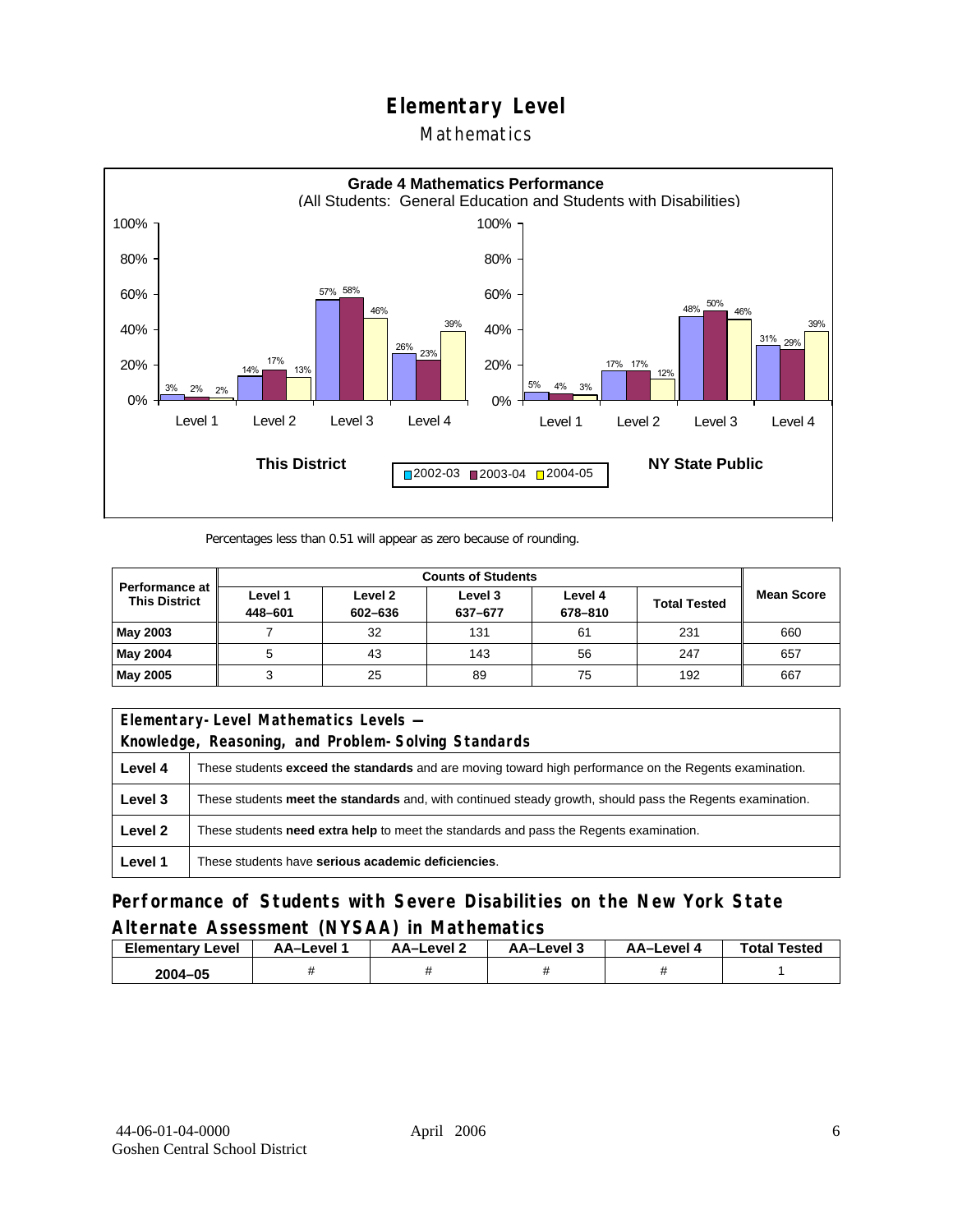# Elementary Level

## Mathematics

**Grade 4 Mathematics Performance**
(All Students: General Education and Students with Disabilities)

| | This District 2002-03 | This District 2003-04 | This District 2004-05 | NY State Public 2002-03 | NY State Public 2003-04 | NY State Public 2004-05 |
|---|---|---|---|---|---|---|
| Level 1 | 3% | 2% | 2% | 5% | 4% | 3% |
| Level 2 | 14% | 17% | 13% | 17% | 17% | 12% |
| Level 3 | 57% | 58% | 46% | 48% | 50% | 46% |
| Level 4 | 26% | 23% | 39% | 31% | 29% | 39% |

Percentages less than 0.51 will appear as zero because of rounding.

| Performance at This District | Counts of Students | | | | | Mean Score |
|---|---|---|---|---|---|---|
| | Level 1 448–601 | Level 2 602–636 | Level 3 637–677 | Level 4 678–810 | Total Tested | |
| **May 2003** | 7 | 32 | 131 | 61 | 231 | 660 |
| **May 2004** | 5 | 43 | 143 | 56 | 247 | 657 |
| **May 2005** | 3 | 25 | 89 | 75 | 192 | 667 |

| Elementary-Level Mathematics Levels — Knowledge, Reasoning, and Problem-Solving Standards | |
|---|---|
| **Level 4** | These students **exceed the standards** and are moving toward high performance on the Regents examination. |
| **Level 3** | These students **meet the standards** and, with continued steady growth, should pass the Regents examination. |
| **Level 2** | These students **need extra help** to meet the standards and pass the Regents examination. |
| **Level 1** | These students have **serious academic deficiencies**. |

### Performance of Students with Severe Disabilities on the New York State Alternate Assessment (NYSAA) in Mathematics

| Elementary Level | AA–Level 1 | AA–Level 2 | AA–Level 3 | AA–Level 4 | Total Tested |
|---|---|---|---|---|---|
| 2004–05 | # | # | # | # | 1 |

44-06-01-04-0000
Goshen Central School District

April 2006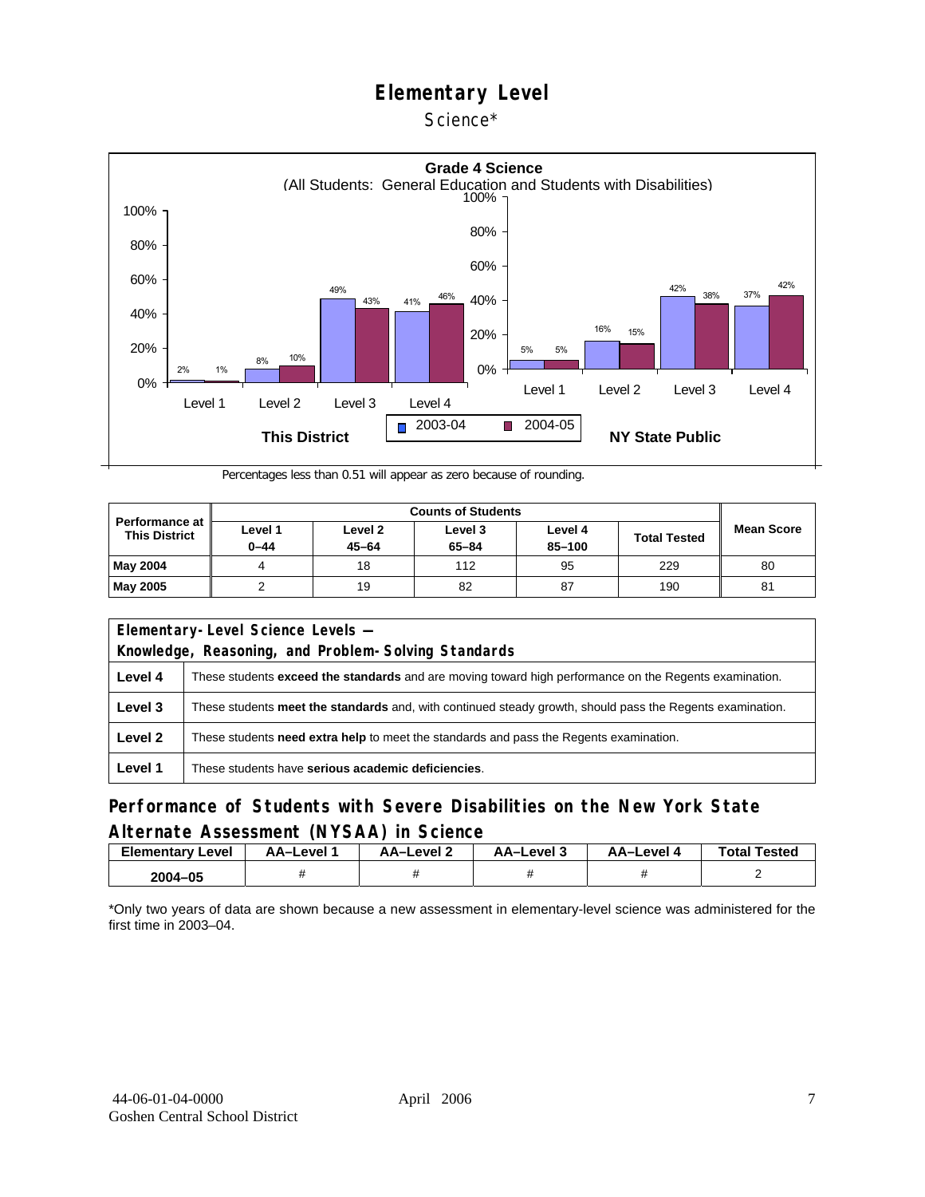# Elementary Level

Science*

**Grade 4 Science**
(All Students: General Education and Students with Disabilities)

| | This District 2003-04 | This District 2004-05 | NY State Public 2003-04 | NY State Public 2004-05 |
|---|---|---|---|---|
| Level 1 | 2% | 1% | 5% | 5% |
| Level 2 | 8% | 10% | 16% | 15% |
| Level 3 | 49% | 43% | 42% | 38% |
| Level 4 | 41% | 46% | 37% | 42% |

Percentages less than 0.51 will appear as zero because of rounding.

| Performance at This District | Counts of Students | | | | | Mean Score |
|---|---|---|---|---|---|---|
| | Level 1 0–44 | Level 2 45–64 | Level 3 65–84 | Level 4 85–100 | Total Tested | |
| **May 2004** | 4 | 18 | 112 | 95 | 229 | 80 |
| **May 2005** | 2 | 19 | 82 | 87 | 190 | 81 |

| Elementary-Level Science Levels — Knowledge, Reasoning, and Problem-Solving Standards | |
|---|---|
| **Level 4** | These students **exceed the standards** and are moving toward high performance on the Regents examination. |
| **Level 3** | These students **meet the standards** and, with continued steady growth, should pass the Regents examination. |
| **Level 2** | These students **need extra help** to meet the standards and pass the Regents examination. |
| **Level 1** | These students have **serious academic deficiencies**. |

## Performance of Students with Severe Disabilities on the New York State Alternate Assessment (NYSAA) in Science

| Elementary Level | AA–Level 1 | AA–Level 2 | AA–Level 3 | AA–Level 4 | Total Tested |
|---|---|---|---|---|---|
| 2004–05 | # | # | # | # | 2 |

*Only two years of data are shown because a new assessment in elementary-level science was administered for the first time in 2003–04.

44-06-01-04-0000
Goshen Central School District
April 2006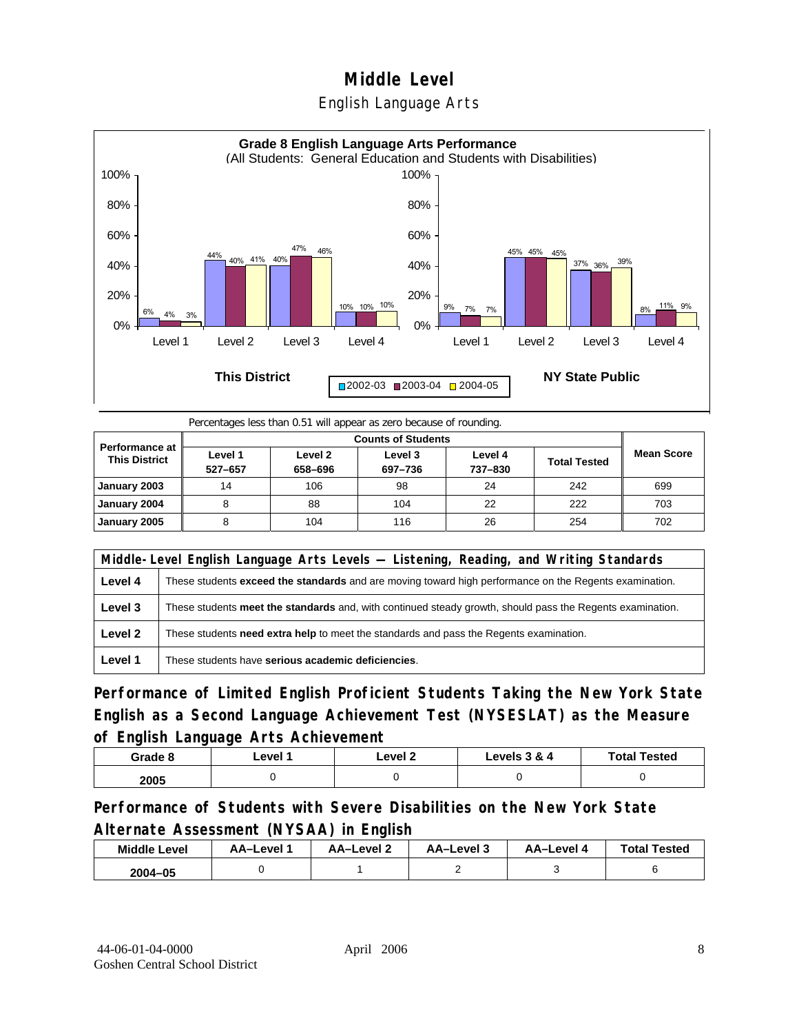# Middle Level

## English Language Arts

**Grade 8 English Language Arts Performance**
(All Students: General Education and Students with Disabilities)

| | This District 2002-03 | This District 2003-04 | This District 2004-05 | NY State Public 2002-03 | NY State Public 2003-04 | NY State Public 2004-05 |
|---|---|---|---|---|---|---|
| Level 1 | 6% | 4% | 3% | 9% | 7% | 7% |
| Level 2 | 44% | 40% | 41% | 45% | 45% | 45% |
| Level 3 | 40% | 47% | 46% | 37% | 36% | 39% |
| Level 4 | 10% | 10% | 10% | 8% | 11% | 9% |

Percentages less than 0.51 will appear as zero because of rounding.

| Performance at This District | Counts of Students | | | | | Mean Score |
|---|---|---|---|---|---|---|
| | Level 1 527–657 | Level 2 658–696 | Level 3 697–736 | Level 4 737–830 | Total Tested | |
| January 2003 | 14 | 106 | 98 | 24 | 242 | 699 |
| January 2004 | 8 | 88 | 104 | 22 | 222 | 703 |
| January 2005 | 8 | 104 | 116 | 26 | 254 | 702 |

| Middle-Level English Language Arts Levels — Listening, Reading, and Writing Standards | |
|---|---|
| Level 4 | These students **exceed the standards** and are moving toward high performance on the Regents examination. |
| Level 3 | These students **meet the standards** and, with continued steady growth, should pass the Regents examination. |
| Level 2 | These students **need extra help** to meet the standards and pass the Regents examination. |
| Level 1 | These students have **serious academic deficiencies**. |

### Performance of Limited English Proficient Students Taking the New York State English as a Second Language Achievement Test (NYSESLAT) as the Measure of English Language Arts Achievement

| Grade 8 | Level 1 | Level 2 | Levels 3 & 4 | Total Tested |
|---|---|---|---|---|
| 2005 | 0 | 0 | 0 | 0 |

### Performance of Students with Severe Disabilities on the New York State Alternate Assessment (NYSAA) in English

| Middle Level | AA–Level 1 | AA–Level 2 | AA–Level 3 | AA–Level 4 | Total Tested |
|---|---|---|---|---|---|
| 2004–05 | 0 | 1 | 2 | 3 | 6 |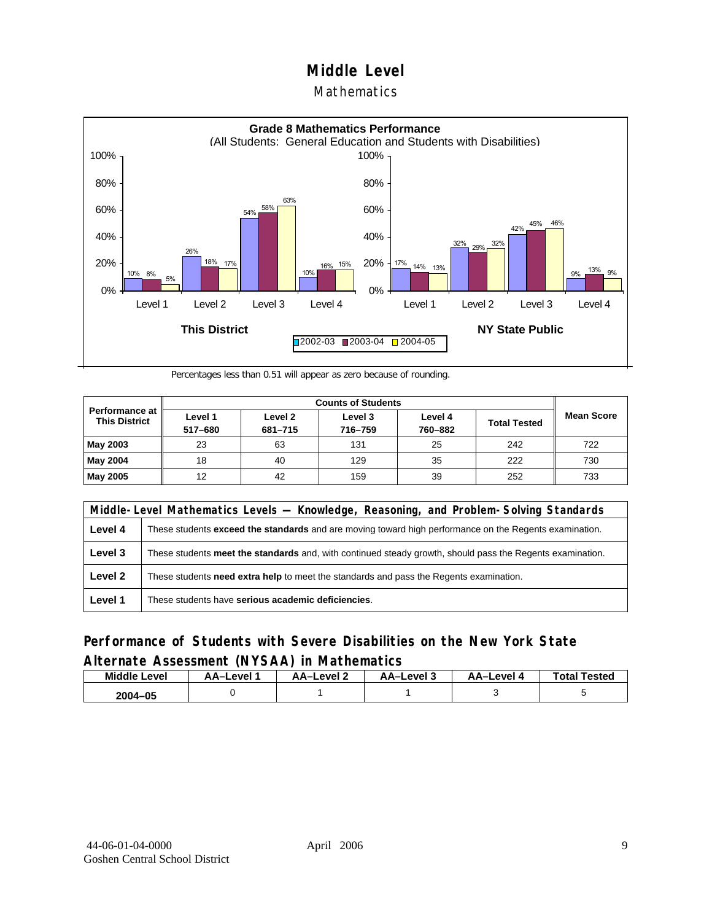# Middle Level

## Mathematics

**Grade 8 Mathematics Performance**
(All Students: General Education and Students with Disabilities)

| | This District 2002-03 | This District 2003-04 | This District 2004-05 | NY State Public 2002-03 | NY State Public 2003-04 | NY State Public 2004-05 |
|---|---|---|---|---|---|---|
| Level 1 | 10% | 8% | 5% | 17% | 14% | 13% |
| Level 2 | 26% | 18% | 17% | 32% | 29% | 32% |
| Level 3 | 54% | 58% | 63% | 42% | 45% | 46% |
| Level 4 | 10% | 16% | 15% | 9% | 13% | 9% |

Percentages less than 0.51 will appear as zero because of rounding.

| Performance at This District | Counts of Students | | | | | Mean Score |
|---|---|---|---|---|---|---|
| | Level 1 517–680 | Level 2 681–715 | Level 3 716–759 | Level 4 760–882 | Total Tested | |
| **May 2003** | 23 | 63 | 131 | 25 | 242 | 722 |
| **May 2004** | 18 | 40 | 129 | 35 | 222 | 730 |
| **May 2005** | 12 | 42 | 159 | 39 | 252 | 733 |

| Middle-Level Mathematics Levels — Knowledge, Reasoning, and Problem-Solving Standards | |
|---|---|
| **Level 4** | These students **exceed the standards** and are moving toward high performance on the Regents examination. |
| **Level 3** | These students **meet the standards** and, with continued steady growth, should pass the Regents examination. |
| **Level 2** | These students **need extra help** to meet the standards and pass the Regents examination. |
| **Level 1** | These students have **serious academic deficiencies**. |

### Performance of Students with Severe Disabilities on the New York State Alternate Assessment (NYSAA) in Mathematics

| Middle Level | AA–Level 1 | AA–Level 2 | AA–Level 3 | AA–Level 4 | Total Tested |
|---|---|---|---|---|---|
| 2004–05 | 0 | 1 | 1 | 3 | 5 |

44-06-01-04-0000 Goshen Central School District April 2006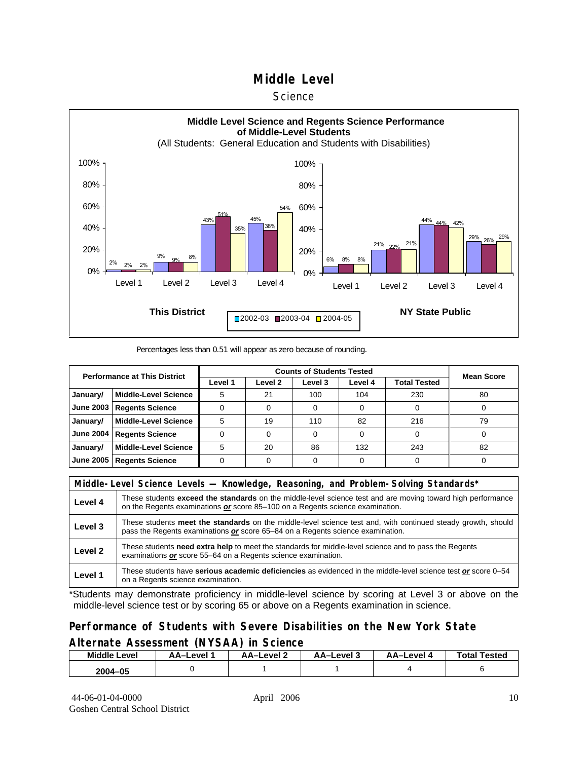# Middle Level

Science

**Middle Level Science and Regents Science Performance of Middle-Level Students**

(All Students: General Education and Students with Disabilities)

**This District**

| | 2002-03 | 2003-04 | 2004-05 |
|---|---|---|---|
| Level 1 | 2% | 2% | 2% |
| Level 2 | 9% | 9% | 8% |
| Level 3 | 43% | 51% | 35% |
| Level 4 | 45% | 38% | 54% |

**NY State Public**

| | 2002-03 | 2003-04 | 2004-05 |
|---|---|---|---|
| Level 1 | 6% | 8% | 8% |
| Level 2 | 21% | 22% | 21% |
| Level 3 | 44% | 44% | 42% |
| Level 4 | 29% | 26% | 29% |

Percentages less than 0.51 will appear as zero because of rounding.

| Performance at This District | | Counts of Students Tested | | | | | Mean Score |
|---|---|---|---|---|---|---|---|
| | | Level 1 | Level 2 | Level 3 | Level 4 | Total Tested | |
| January/ | Middle-Level Science | 5 | 21 | 100 | 104 | 230 | 80 |
| June 2003 | Regents Science | 0 | 0 | 0 | 0 | 0 | 0 |
| January/ | Middle-Level Science | 5 | 19 | 110 | 82 | 216 | 79 |
| June 2004 | Regents Science | 0 | 0 | 0 | 0 | 0 | 0 |
| January/ | Middle-Level Science | 5 | 20 | 86 | 132 | 243 | 82 |
| June 2005 | Regents Science | 0 | 0 | 0 | 0 | 0 | 0 |

| Middle-Level Science Levels — Knowledge, Reasoning, and Problem-Solving Standards* | |
|---|---|
| Level 4 | These students **exceed the standards** on the middle-level science test and are moving toward high performance on the Regents examinations ***or*** score 85–100 on a Regents science examination. |
| Level 3 | These students **meet the standards** on the middle-level science test and, with continued steady growth, should pass the Regents examinations ***or*** score 65–84 on a Regents science examination. |
| Level 2 | These students **need extra help** to meet the standards for middle-level science and to pass the Regents examinations ***or*** score 55–64 on a Regents science examination. |
| Level 1 | These students have **serious academic deficiencies** as evidenced in the middle-level science test ***or*** score 0–54 on a Regents science examination. |

*Students may demonstrate proficiency in middle-level science by scoring at Level 3 or above on the middle-level science test or by scoring 65 or above on a Regents examination in science.

## Performance of Students with Severe Disabilities on the New York State Alternate Assessment (NYSAA) in Science

| Middle Level | AA–Level 1 | AA–Level 2 | AA–Level 3 | AA–Level 4 | Total Tested |
|---|---|---|---|---|---|
| 2004–05 | 0 | 1 | 1 | 4 | 6 |

44-06-01-04-0000
Goshen Central School District

April 2006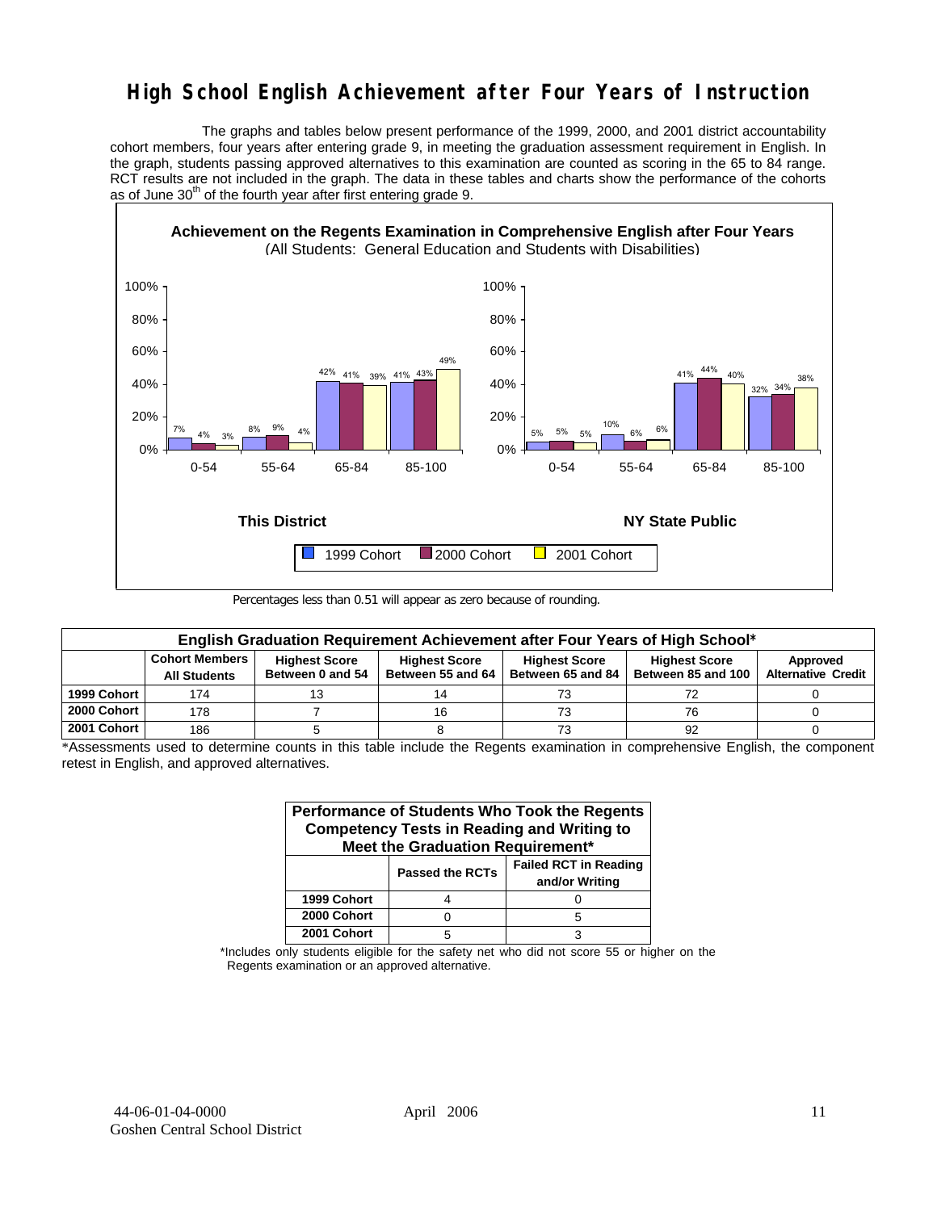# High School English Achievement after Four Years of Instruction

The graphs and tables below present performance of the 1999, 2000, and 2001 district accountability cohort members, four years after entering grade 9, in meeting the graduation assessment requirement in English. In the graph, students passing approved alternatives to this examination are counted as scoring in the 65 to 84 range. RCT results are not included in the graph. The data in these tables and charts show the performance of the cohorts as of June 30th of the fourth year after first entering grade 9.

**Achievement on the Regents Examination in Comprehensive English after Four Years**
(All Students: General Education and Students with Disabilities)

**This District**

| Score Range | 1999 Cohort | 2000 Cohort | 2001 Cohort |
|---|---|---|---|
| 0-54 | 7% | 4% | 3% |
| 55-64 | 8% | 9% | 4% |
| 65-84 | 42% | 41% | 39% |
| 85-100 | 41% | 43% | 49% |

**NY State Public**

| Score Range | 1999 Cohort | 2000 Cohort | 2001 Cohort |
|---|---|---|---|
| 0-54 | 5% | 5% | 5% |
| 55-64 | 10% | 6% | 6% |
| 65-84 | 41% | 44% | 40% |
| 85-100 | 32% | 34% | 38% |

Percentages less than 0.51 will appear as zero because of rounding.

**English Graduation Requirement Achievement after Four Years of High School***

| | Cohort Members All Students | Highest Score Between 0 and 54 | Highest Score Between 55 and 64 | Highest Score Between 65 and 84 | Highest Score Between 85 and 100 | Approved Alternative Credit |
|---|---|---|---|---|---|---|
| 1999 Cohort | 174 | 13 | 14 | 73 | 72 | 0 |
| 2000 Cohort | 178 | 7 | 16 | 73 | 76 | 0 |
| 2001 Cohort | 186 | 5 | 8 | 73 | 92 | 0 |

*Assessments used to determine counts in this table include the Regents examination in comprehensive English, the component retest in English, and approved alternatives.

**Performance of Students Who Took the Regents Competency Tests in Reading and Writing to Meet the Graduation Requirement***

| | Passed the RCTs | Failed RCT in Reading and/or Writing |
|---|---|---|
| 1999 Cohort | 4 | 0 |
| 2000 Cohort | 0 | 5 |
| 2001 Cohort | 5 | 3 |

*Includes only students eligible for the safety net who did not score 55 or higher on the Regents examination or an approved alternative.

44-06-01-04-0000
Goshen Central School District

April 2006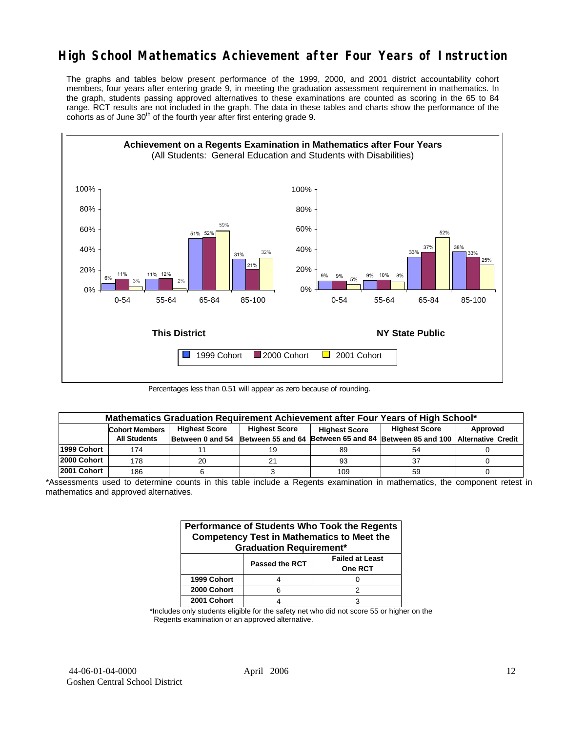# High School Mathematics Achievement after Four Years of Instruction

The graphs and tables below present performance of the 1999, 2000, and 2001 district accountability cohort members, four years after entering grade 9, in meeting the graduation assessment requirement in mathematics. In the graph, students passing approved alternatives to these examinations are counted as scoring in the 65 to 84 range. RCT results are not included in the graph. The data in these tables and charts show the performance of the cohorts as of June 30th of the fourth year after first entering grade 9.

**Achievement on a Regents Examination in Mathematics after Four Years**
(All Students: General Education and Students with Disabilities)

**This District**

| Score Range | 1999 Cohort | 2000 Cohort | 2001 Cohort |
|---|---|---|---|
| 0-54 | 6% | 11% | 3% |
| 55-64 | 11% | 12% | 2% |
| 65-84 | 51% | 52% | 59% |
| 85-100 | 31% | 21% | 32% |

**NY State Public**

| Score Range | 1999 Cohort | 2000 Cohort | 2001 Cohort |
|---|---|---|---|
| 0-54 | 9% | 9% | 5% |
| 55-64 | 9% | 10% | 8% |
| 65-84 | 33% | 37% | 52% |
| 85-100 | 38% | 33% | 25% |

Percentages less than 0.51 will appear as zero because of rounding.

**Mathematics Graduation Requirement Achievement after Four Years of High School***

| | Cohort Members All Students | Highest Score Between 0 and 54 | Highest Score Between 55 and 64 | Highest Score Between 65 and 84 | Highest Score Between 85 and 100 | Approved Alternative Credit |
|---|---|---|---|---|---|---|
| 1999 Cohort | 174 | 11 | 19 | 89 | 54 | 0 |
| 2000 Cohort | 178 | 20 | 21 | 93 | 37 | 0 |
| 2001 Cohort | 186 | 6 | 3 | 109 | 59 | 0 |

*Assessments used to determine counts in this table include a Regents examination in mathematics, the component retest in mathematics and approved alternatives.

**Performance of Students Who Took the Regents Competency Test in Mathematics to Meet the Graduation Requirement***

| | Passed the RCT | Failed at Least One RCT |
|---|---|---|
| 1999 Cohort | 4 | 0 |
| 2000 Cohort | 6 | 2 |
| 2001 Cohort | 4 | 3 |

*Includes only students eligible for the safety net who did not score 55 or higher on the Regents examination or an approved alternative.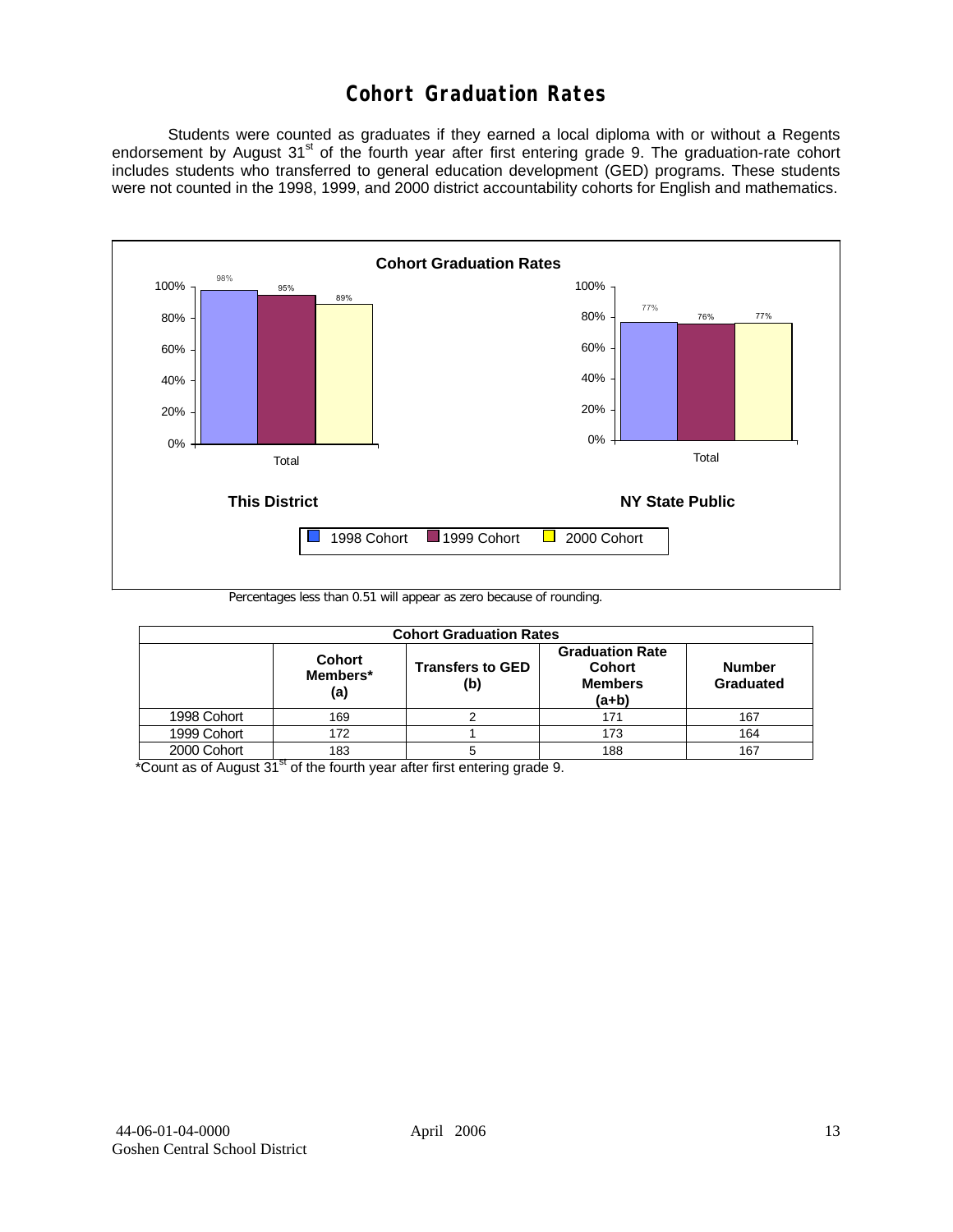# Cohort Graduation Rates

Students were counted as graduates if they earned a local diploma with or without a Regents endorsement by August 31st of the fourth year after first entering grade 9. The graduation-rate cohort includes students who transferred to general education development (GED) programs. These students were not counted in the 1998, 1999, and 2000 district accountability cohorts for English and mathematics.

**Cohort Graduation Rates**

| | 1998 Cohort | 1999 Cohort | 2000 Cohort |
|---|---|---|---|
| This District (Total) | 98% | 95% | 89% |
| NY State Public (Total) | 77% | 76% | 77% |

Percentages less than 0.51 will appear as zero because of rounding.

| Cohort Graduation Rates | | | | |
|---|---|---|---|---|
| | Cohort Members* (a) | Transfers to GED (b) | Graduation Rate Cohort Members (a+b) | Number Graduated |
| 1998 Cohort | 169 | 2 | 171 | 167 |
| 1999 Cohort | 172 | 1 | 173 | 164 |
| 2000 Cohort | 183 | 5 | 188 | 167 |

*Count as of August 31st of the fourth year after first entering grade 9.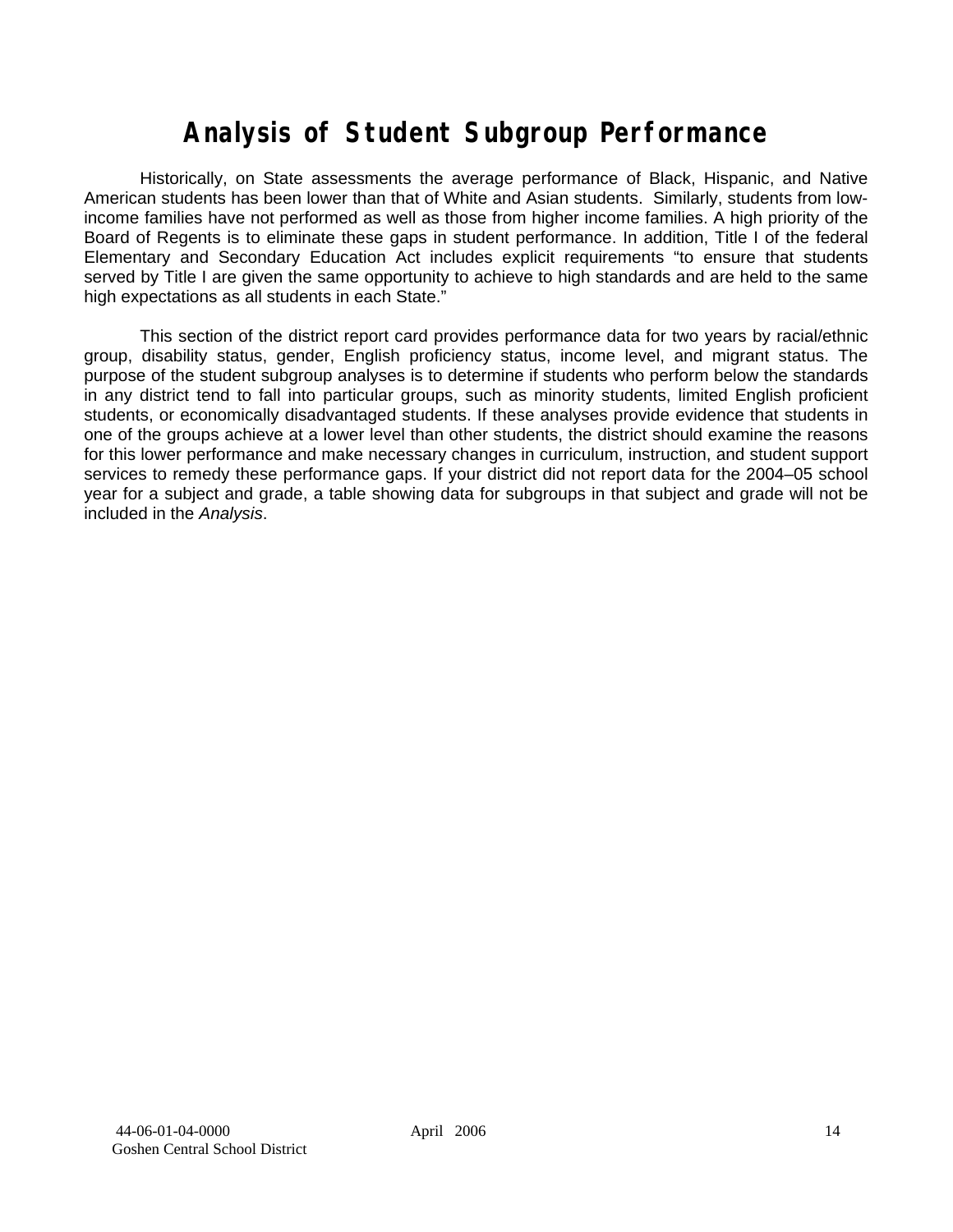# Analysis of Student Subgroup Performance

Historically, on State assessments the average performance of Black, Hispanic, and Native American students has been lower than that of White and Asian students. Similarly, students from low-income families have not performed as well as those from higher income families. A high priority of the Board of Regents is to eliminate these gaps in student performance. In addition, Title I of the federal Elementary and Secondary Education Act includes explicit requirements "to ensure that students served by Title I are given the same opportunity to achieve to high standards and are held to the same high expectations as all students in each State."

This section of the district report card provides performance data for two years by racial/ethnic group, disability status, gender, English proficiency status, income level, and migrant status. The purpose of the student subgroup analyses is to determine if students who perform below the standards in any district tend to fall into particular groups, such as minority students, limited English proficient students, or economically disadvantaged students. If these analyses provide evidence that students in one of the groups achieve at a lower level than other students, the district should examine the reasons for this lower performance and make necessary changes in curriculum, instruction, and student support services to remedy these performance gaps. If your district did not report data for the 2004–05 school year for a subject and grade, a table showing data for subgroups in that subject and grade will not be included in the *Analysis*.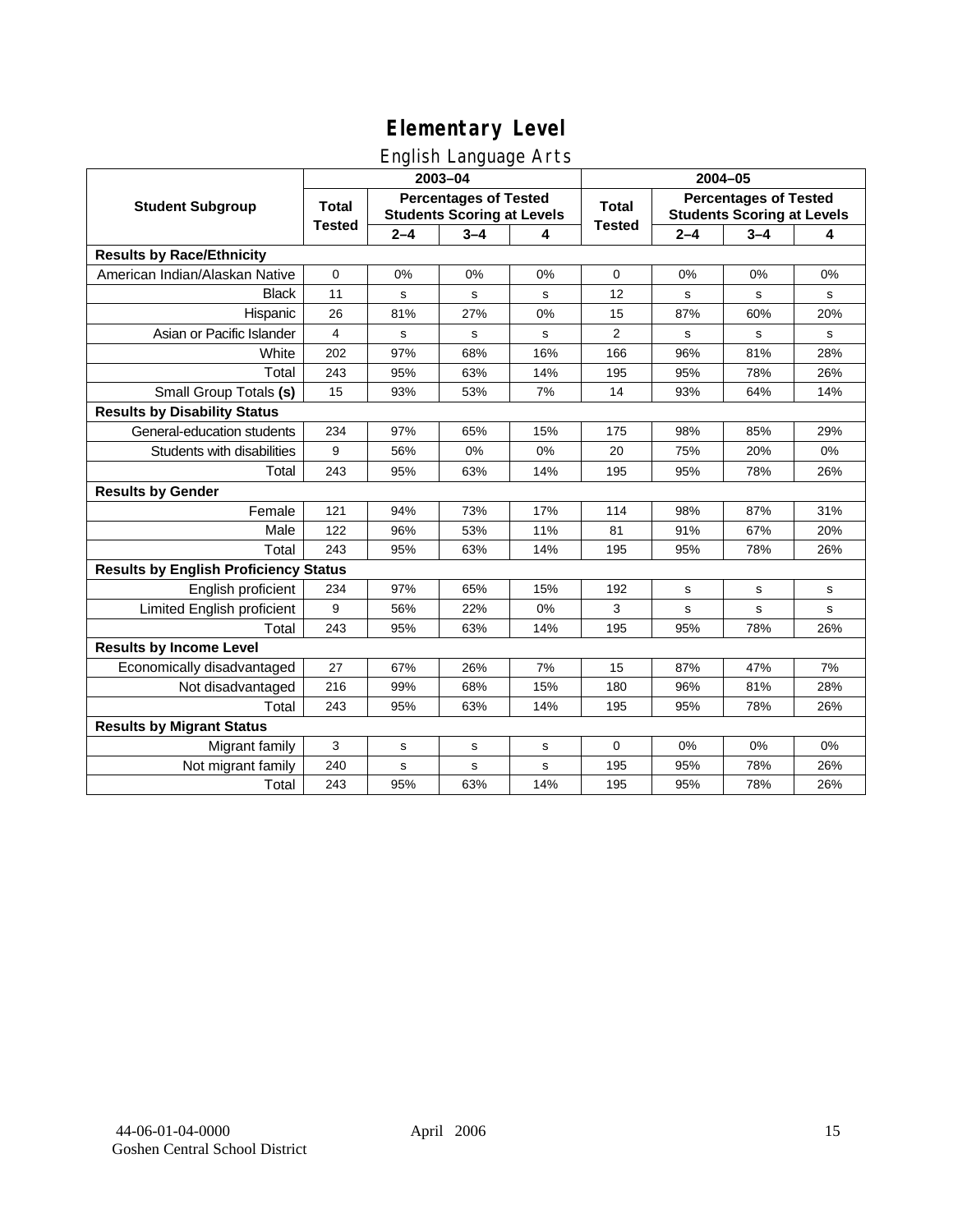# Elementary Level

## English Language Arts

| Student Subgroup | 2003–04 | | | | 2004–05 | | | |
|---|---|---|---|---|---|---|---|---|
| | Total Tested | Percentages of Tested Students Scoring at Levels | | | Total Tested | Percentages of Tested Students Scoring at Levels | | |
| | | 2–4 | 3–4 | 4 | | 2–4 | 3–4 | 4 |
| **Results by Race/Ethnicity** | | | | | | | | |
| American Indian/Alaskan Native | 0 | 0% | 0% | 0% | 0 | 0% | 0% | 0% |
| Black | 11 | s | s | s | 12 | s | s | s |
| Hispanic | 26 | 81% | 27% | 0% | 15 | 87% | 60% | 20% |
| Asian or Pacific Islander | 4 | s | s | s | 2 | s | s | s |
| White | 202 | 97% | 68% | 16% | 166 | 96% | 81% | 28% |
| Total | 243 | 95% | 63% | 14% | 195 | 95% | 78% | 26% |
| Small Group Totals **(s)** | 15 | 93% | 53% | 7% | 14 | 93% | 64% | 14% |
| **Results by Disability Status** | | | | | | | | |
| General-education students | 234 | 97% | 65% | 15% | 175 | 98% | 85% | 29% |
| Students with disabilities | 9 | 56% | 0% | 0% | 20 | 75% | 20% | 0% |
| Total | 243 | 95% | 63% | 14% | 195 | 95% | 78% | 26% |
| **Results by Gender** | | | | | | | | |
| Female | 121 | 94% | 73% | 17% | 114 | 98% | 87% | 31% |
| Male | 122 | 96% | 53% | 11% | 81 | 91% | 67% | 20% |
| Total | 243 | 95% | 63% | 14% | 195 | 95% | 78% | 26% |
| **Results by English Proficiency Status** | | | | | | | | |
| English proficient | 234 | 97% | 65% | 15% | 192 | s | s | s |
| Limited English proficient | 9 | 56% | 22% | 0% | 3 | s | s | s |
| Total | 243 | 95% | 63% | 14% | 195 | 95% | 78% | 26% |
| **Results by Income Level** | | | | | | | | |
| Economically disadvantaged | 27 | 67% | 26% | 7% | 15 | 87% | 47% | 7% |
| Not disadvantaged | 216 | 99% | 68% | 15% | 180 | 96% | 81% | 28% |
| Total | 243 | 95% | 63% | 14% | 195 | 95% | 78% | 26% |
| **Results by Migrant Status** | | | | | | | | |
| Migrant family | 3 | s | s | s | 0 | 0% | 0% | 0% |
| Not migrant family | 240 | s | s | s | 195 | 95% | 78% | 26% |
| Total | 243 | 95% | 63% | 14% | 195 | 95% | 78% | 26% |

44-06-01-04-0000
Goshen Central School District

April 2006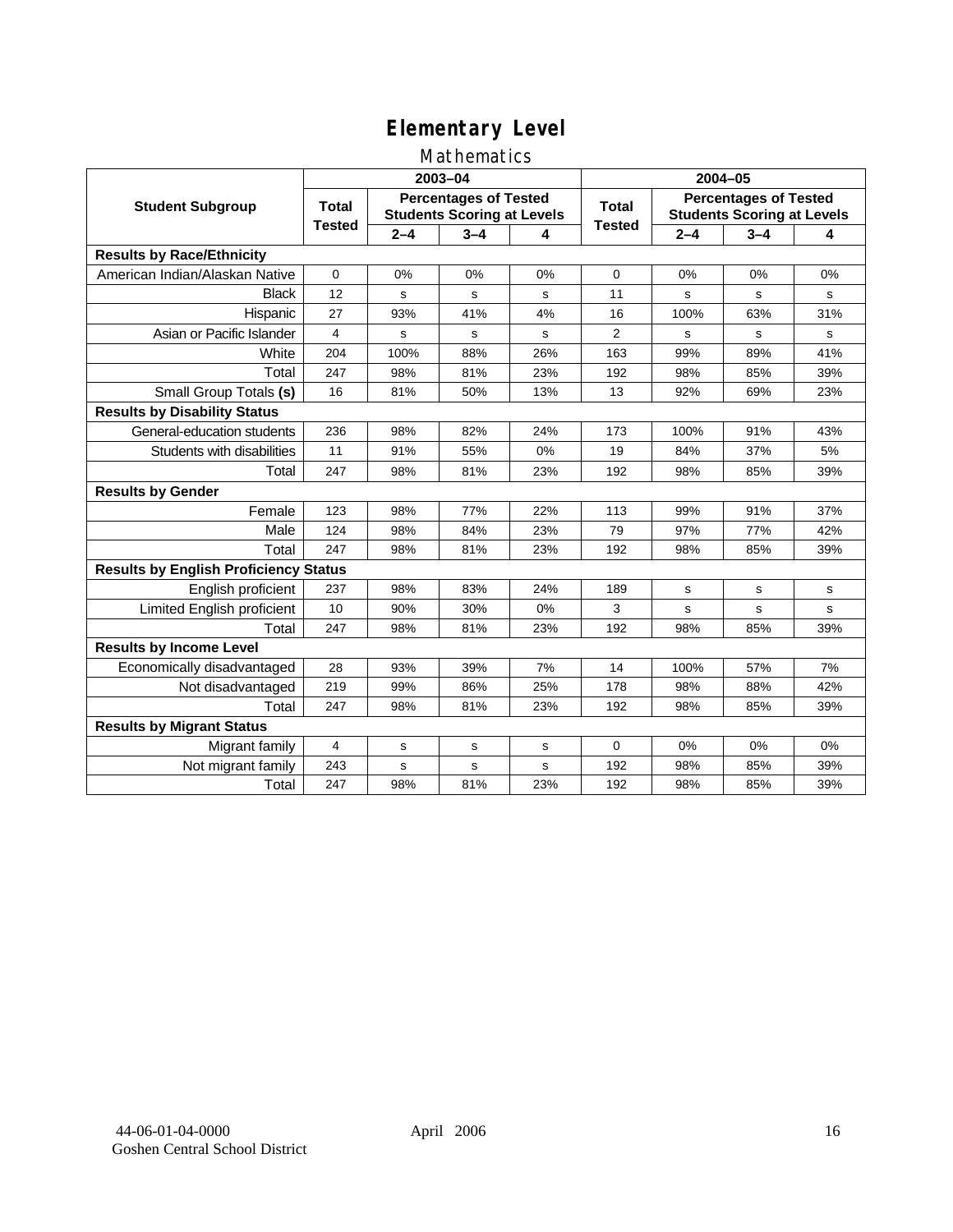# Elementary Level

## Mathematics

| Student Subgroup | 2003–04 | | | | 2004–05 | | | |
|---|---|---|---|---|---|---|---|---|
| | Total Tested | Percentages of Tested Students Scoring at Levels | | | Total Tested | Percentages of Tested Students Scoring at Levels | | |
| | | 2–4 | 3–4 | 4 | | 2–4 | 3–4 | 4 |
| **Results by Race/Ethnicity** | | | | | | | | |
| American Indian/Alaskan Native | 0 | 0% | 0% | 0% | 0 | 0% | 0% | 0% |
| Black | 12 | s | s | s | 11 | s | s | s |
| Hispanic | 27 | 93% | 41% | 4% | 16 | 100% | 63% | 31% |
| Asian or Pacific Islander | 4 | s | s | s | 2 | s | s | s |
| White | 204 | 100% | 88% | 26% | 163 | 99% | 89% | 41% |
| Total | 247 | 98% | 81% | 23% | 192 | 98% | 85% | 39% |
| Small Group Totals **(s)** | 16 | 81% | 50% | 13% | 13 | 92% | 69% | 23% |
| **Results by Disability Status** | | | | | | | | |
| General-education students | 236 | 98% | 82% | 24% | 173 | 100% | 91% | 43% |
| Students with disabilities | 11 | 91% | 55% | 0% | 19 | 84% | 37% | 5% |
| Total | 247 | 98% | 81% | 23% | 192 | 98% | 85% | 39% |
| **Results by Gender** | | | | | | | | |
| Female | 123 | 98% | 77% | 22% | 113 | 99% | 91% | 37% |
| Male | 124 | 98% | 84% | 23% | 79 | 97% | 77% | 42% |
| Total | 247 | 98% | 81% | 23% | 192 | 98% | 85% | 39% |
| **Results by English Proficiency Status** | | | | | | | | |
| English proficient | 237 | 98% | 83% | 24% | 189 | s | s | s |
| Limited English proficient | 10 | 90% | 30% | 0% | 3 | s | s | s |
| Total | 247 | 98% | 81% | 23% | 192 | 98% | 85% | 39% |
| **Results by Income Level** | | | | | | | | |
| Economically disadvantaged | 28 | 93% | 39% | 7% | 14 | 100% | 57% | 7% |
| Not disadvantaged | 219 | 99% | 86% | 25% | 178 | 98% | 88% | 42% |
| Total | 247 | 98% | 81% | 23% | 192 | 98% | 85% | 39% |
| **Results by Migrant Status** | | | | | | | | |
| Migrant family | 4 | s | s | s | 0 | 0% | 0% | 0% |
| Not migrant family | 243 | s | s | s | 192 | 98% | 85% | 39% |
| Total | 247 | 98% | 81% | 23% | 192 | 98% | 85% | 39% |

44-06-01-04-0000
Goshen Central School District

April 2006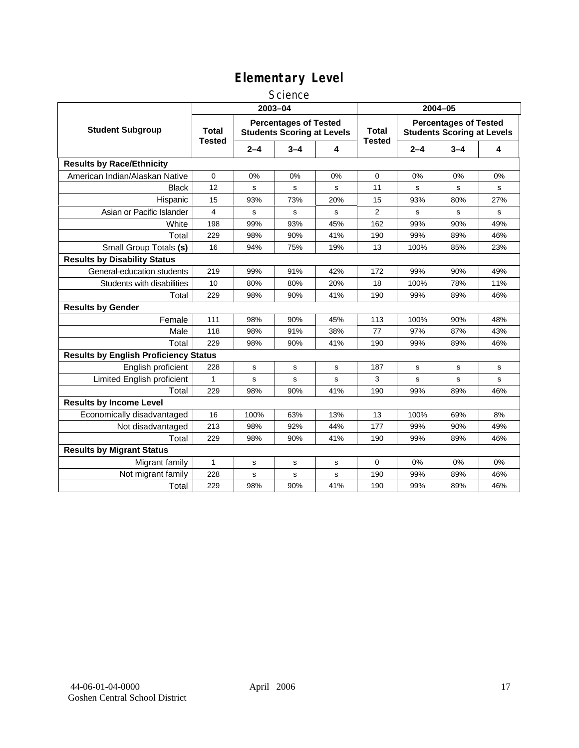# Elementary Level

## Science

| Student Subgroup | 2003–04 | | | | 2004–05 | | | |
|---|---|---|---|---|---|---|---|---|
| | Total Tested | Percentages of Tested Students Scoring at Levels | | | Total Tested | Percentages of Tested Students Scoring at Levels | | |
| | | 2–4 | 3–4 | 4 | | 2–4 | 3–4 | 4 |
| **Results by Race/Ethnicity** | | | | | | | | |
| American Indian/Alaskan Native | 0 | 0% | 0% | 0% | 0 | 0% | 0% | 0% |
| Black | 12 | s | s | s | 11 | s | s | s |
| Hispanic | 15 | 93% | 73% | 20% | 15 | 93% | 80% | 27% |
| Asian or Pacific Islander | 4 | s | s | s | 2 | s | s | s |
| White | 198 | 99% | 93% | 45% | 162 | 99% | 90% | 49% |
| Total | 229 | 98% | 90% | 41% | 190 | 99% | 89% | 46% |
| Small Group Totals **(s)** | 16 | 94% | 75% | 19% | 13 | 100% | 85% | 23% |
| **Results by Disability Status** | | | | | | | | |
| General-education students | 219 | 99% | 91% | 42% | 172 | 99% | 90% | 49% |
| Students with disabilities | 10 | 80% | 80% | 20% | 18 | 100% | 78% | 11% |
| Total | 229 | 98% | 90% | 41% | 190 | 99% | 89% | 46% |
| **Results by Gender** | | | | | | | | |
| Female | 111 | 98% | 90% | 45% | 113 | 100% | 90% | 48% |
| Male | 118 | 98% | 91% | 38% | 77 | 97% | 87% | 43% |
| Total | 229 | 98% | 90% | 41% | 190 | 99% | 89% | 46% |
| **Results by English Proficiency Status** | | | | | | | | |
| English proficient | 228 | s | s | s | 187 | s | s | s |
| Limited English proficient | 1 | s | s | s | 3 | s | s | s |
| Total | 229 | 98% | 90% | 41% | 190 | 99% | 89% | 46% |
| **Results by Income Level** | | | | | | | | |
| Economically disadvantaged | 16 | 100% | 63% | 13% | 13 | 100% | 69% | 8% |
| Not disadvantaged | 213 | 98% | 92% | 44% | 177 | 99% | 90% | 49% |
| Total | 229 | 98% | 90% | 41% | 190 | 99% | 89% | 46% |
| **Results by Migrant Status** | | | | | | | | |
| Migrant family | 1 | s | s | s | 0 | 0% | 0% | 0% |
| Not migrant family | 228 | s | s | s | 190 | 99% | 89% | 46% |
| Total | 229 | 98% | 90% | 41% | 190 | 99% | 89% | 46% |

44-06-01-04-0000 April 2006
Goshen Central School District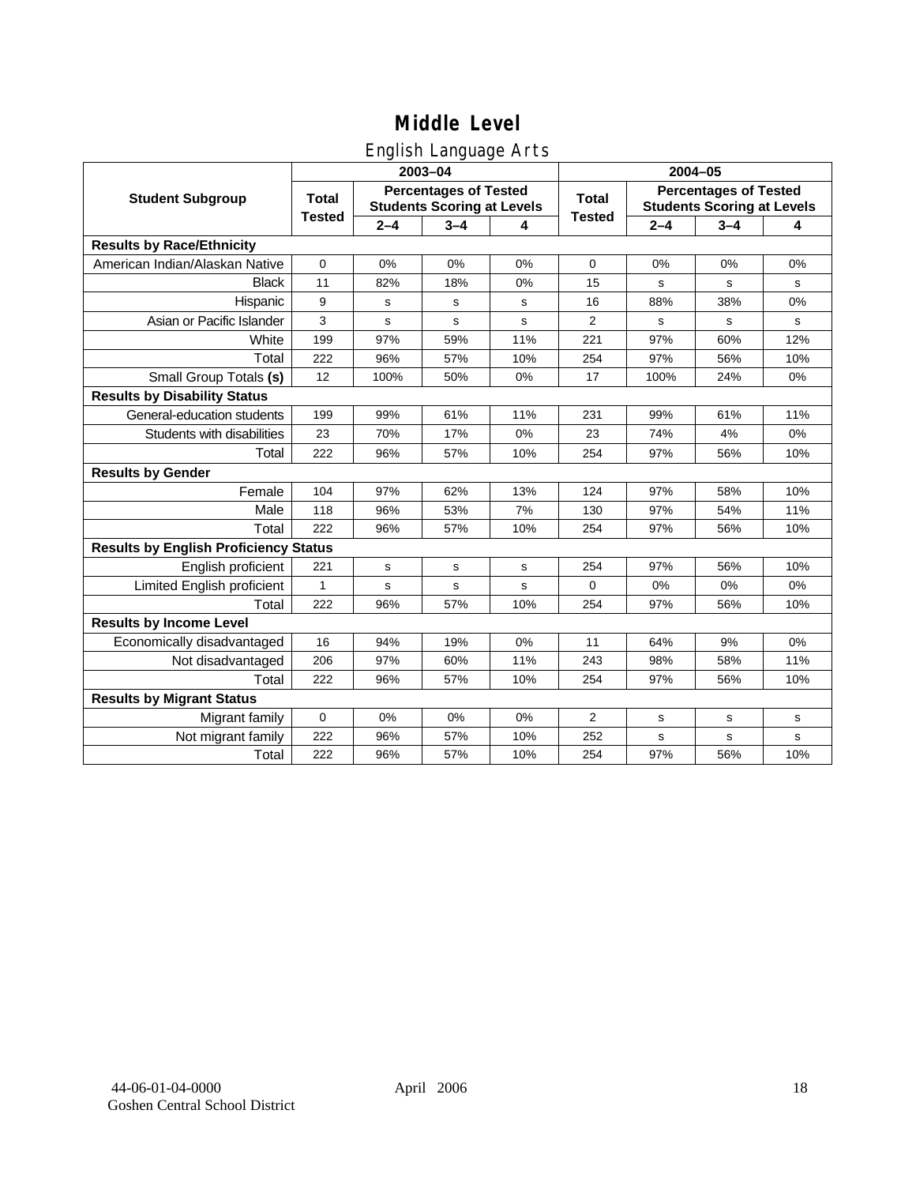# Middle Level

## English Language Arts

| Student Subgroup | 2003–04 | | | | 2004–05 | | | |
|---|---|---|---|---|---|---|---|---|
| | Total Tested | Percentages of Tested Students Scoring at Levels | | | Total Tested | Percentages of Tested Students Scoring at Levels | | |
| | | 2–4 | 3–4 | 4 | | 2–4 | 3–4 | 4 |
| **Results by Race/Ethnicity** | | | | | | | | |
| American Indian/Alaskan Native | 0 | 0% | 0% | 0% | 0 | 0% | 0% | 0% |
| Black | 11 | 82% | 18% | 0% | 15 | s | s | s |
| Hispanic | 9 | s | s | s | 16 | 88% | 38% | 0% |
| Asian or Pacific Islander | 3 | s | s | s | 2 | s | s | s |
| White | 199 | 97% | 59% | 11% | 221 | 97% | 60% | 12% |
| Total | 222 | 96% | 57% | 10% | 254 | 97% | 56% | 10% |
| Small Group Totals **(s)** | 12 | 100% | 50% | 0% | 17 | 100% | 24% | 0% |
| **Results by Disability Status** | | | | | | | | |
| General-education students | 199 | 99% | 61% | 11% | 231 | 99% | 61% | 11% |
| Students with disabilities | 23 | 70% | 17% | 0% | 23 | 74% | 4% | 0% |
| Total | 222 | 96% | 57% | 10% | 254 | 97% | 56% | 10% |
| **Results by Gender** | | | | | | | | |
| Female | 104 | 97% | 62% | 13% | 124 | 97% | 58% | 10% |
| Male | 118 | 96% | 53% | 7% | 130 | 97% | 54% | 11% |
| Total | 222 | 96% | 57% | 10% | 254 | 97% | 56% | 10% |
| **Results by English Proficiency Status** | | | | | | | | |
| English proficient | 221 | s | s | s | 254 | 97% | 56% | 10% |
| Limited English proficient | 1 | s | s | s | 0 | 0% | 0% | 0% |
| Total | 222 | 96% | 57% | 10% | 254 | 97% | 56% | 10% |
| **Results by Income Level** | | | | | | | | |
| Economically disadvantaged | 16 | 94% | 19% | 0% | 11 | 64% | 9% | 0% |
| Not disadvantaged | 206 | 97% | 60% | 11% | 243 | 98% | 58% | 11% |
| Total | 222 | 96% | 57% | 10% | 254 | 97% | 56% | 10% |
| **Results by Migrant Status** | | | | | | | | |
| Migrant family | 0 | 0% | 0% | 0% | 2 | s | s | s |
| Not migrant family | 222 | 96% | 57% | 10% | 252 | s | s | s |
| Total | 222 | 96% | 57% | 10% | 254 | 97% | 56% | 10% |

44-06-01-04-0000
Goshen Central School District

April 2006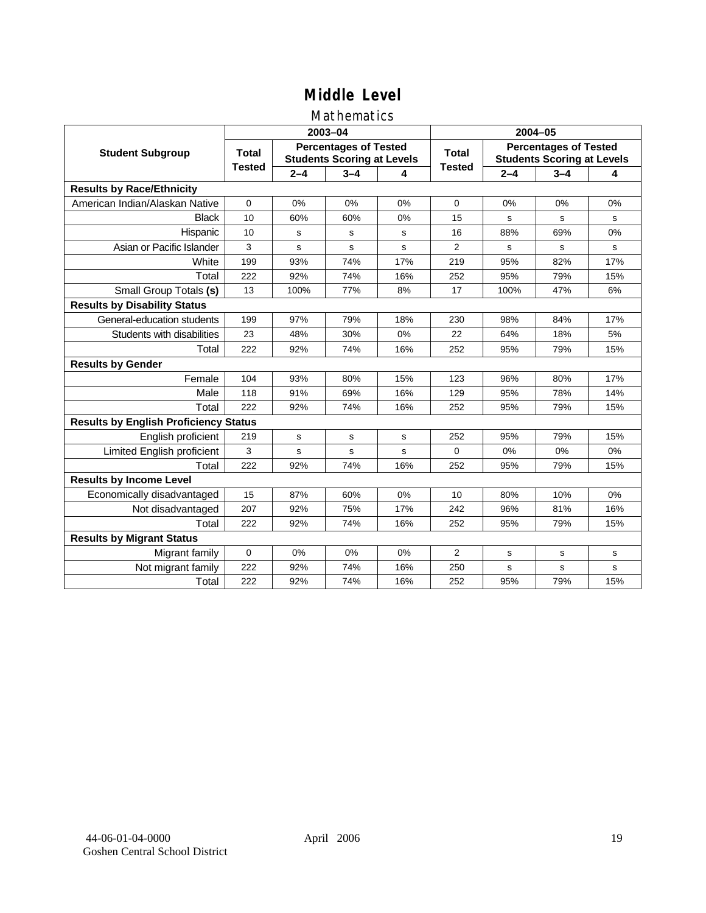# Middle Level

## Mathematics

| Student Subgroup | 2003–04 | | | | 2004–05 | | | |
|---|---|---|---|---|---|---|---|---|
| | Total Tested | Percentages of Tested Students Scoring at Levels | | | Total Tested | Percentages of Tested Students Scoring at Levels | | |
| | | 2–4 | 3–4 | 4 | | 2–4 | 3–4 | 4 |
| **Results by Race/Ethnicity** | | | | | | | | |
| American Indian/Alaskan Native | 0 | 0% | 0% | 0% | 0 | 0% | 0% | 0% |
| Black | 10 | 60% | 60% | 0% | 15 | s | s | s |
| Hispanic | 10 | s | s | s | 16 | 88% | 69% | 0% |
| Asian or Pacific Islander | 3 | s | s | s | 2 | s | s | s |
| White | 199 | 93% | 74% | 17% | 219 | 95% | 82% | 17% |
| Total | 222 | 92% | 74% | 16% | 252 | 95% | 79% | 15% |
| Small Group Totals **(s)** | 13 | 100% | 77% | 8% | 17 | 100% | 47% | 6% |
| **Results by Disability Status** | | | | | | | | |
| General-education students | 199 | 97% | 79% | 18% | 230 | 98% | 84% | 17% |
| Students with disabilities | 23 | 48% | 30% | 0% | 22 | 64% | 18% | 5% |
| Total | 222 | 92% | 74% | 16% | 252 | 95% | 79% | 15% |
| **Results by Gender** | | | | | | | | |
| Female | 104 | 93% | 80% | 15% | 123 | 96% | 80% | 17% |
| Male | 118 | 91% | 69% | 16% | 129 | 95% | 78% | 14% |
| Total | 222 | 92% | 74% | 16% | 252 | 95% | 79% | 15% |
| **Results by English Proficiency Status** | | | | | | | | |
| English proficient | 219 | s | s | s | 252 | 95% | 79% | 15% |
| Limited English proficient | 3 | s | s | s | 0 | 0% | 0% | 0% |
| Total | 222 | 92% | 74% | 16% | 252 | 95% | 79% | 15% |
| **Results by Income Level** | | | | | | | | |
| Economically disadvantaged | 15 | 87% | 60% | 0% | 10 | 80% | 10% | 0% |
| Not disadvantaged | 207 | 92% | 75% | 17% | 242 | 96% | 81% | 16% |
| Total | 222 | 92% | 74% | 16% | 252 | 95% | 79% | 15% |
| **Results by Migrant Status** | | | | | | | | |
| Migrant family | 0 | 0% | 0% | 0% | 2 | s | s | s |
| Not migrant family | 222 | 92% | 74% | 16% | 250 | s | s | s |
| Total | 222 | 92% | 74% | 16% | 252 | 95% | 79% | 15% |

44-06-01-04-0000
Goshen Central School District

April 2006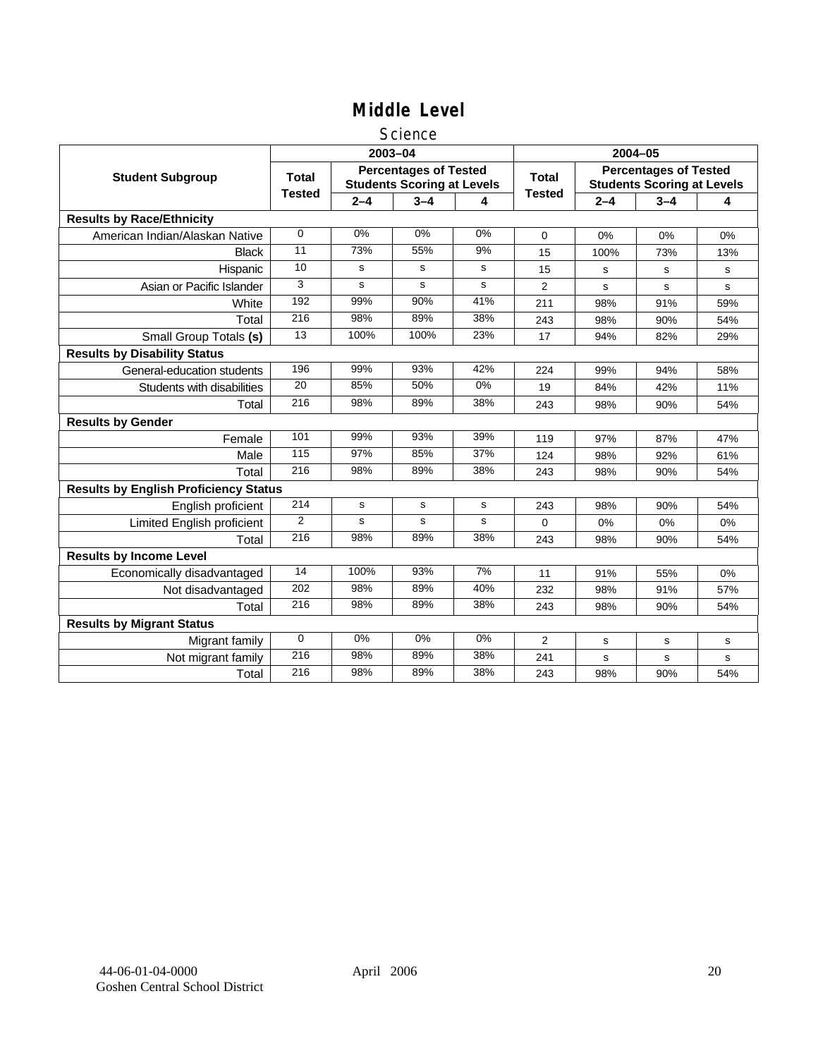# Middle Level

## Science

| Student Subgroup | 2003–04 | | | | 2004–05 | | | |
|---|---|---|---|---|---|---|---|---|
| | Total Tested | Percentages of Tested Students Scoring at Levels | | | Total Tested | Percentages of Tested Students Scoring at Levels | | |
| | | 2–4 | 3–4 | 4 | | 2–4 | 3–4 | 4 |
| **Results by Race/Ethnicity** | | | | | | | | |
| American Indian/Alaskan Native | 0 | 0% | 0% | 0% | 0 | 0% | 0% | 0% |
| Black | 11 | 73% | 55% | 9% | 15 | 100% | 73% | 13% |
| Hispanic | 10 | s | s | s | 15 | s | s | s |
| Asian or Pacific Islander | 3 | s | s | s | 2 | s | s | s |
| White | 192 | 99% | 90% | 41% | 211 | 98% | 91% | 59% |
| Total | 216 | 98% | 89% | 38% | 243 | 98% | 90% | 54% |
| Small Group Totals **(s)** | 13 | 100% | 100% | 23% | 17 | 94% | 82% | 29% |
| **Results by Disability Status** | | | | | | | | |
| General-education students | 196 | 99% | 93% | 42% | 224 | 99% | 94% | 58% |
| Students with disabilities | 20 | 85% | 50% | 0% | 19 | 84% | 42% | 11% |
| Total | 216 | 98% | 89% | 38% | 243 | 98% | 90% | 54% |
| **Results by Gender** | | | | | | | | |
| Female | 101 | 99% | 93% | 39% | 119 | 97% | 87% | 47% |
| Male | 115 | 97% | 85% | 37% | 124 | 98% | 92% | 61% |
| Total | 216 | 98% | 89% | 38% | 243 | 98% | 90% | 54% |
| **Results by English Proficiency Status** | | | | | | | | |
| English proficient | 214 | s | s | s | 243 | 98% | 90% | 54% |
| Limited English proficient | 2 | s | s | s | 0 | 0% | 0% | 0% |
| Total | 216 | 98% | 89% | 38% | 243 | 98% | 90% | 54% |
| **Results by Income Level** | | | | | | | | |
| Economically disadvantaged | 14 | 100% | 93% | 7% | 11 | 91% | 55% | 0% |
| Not disadvantaged | 202 | 98% | 89% | 40% | 232 | 98% | 91% | 57% |
| Total | 216 | 98% | 89% | 38% | 243 | 98% | 90% | 54% |
| **Results by Migrant Status** | | | | | | | | |
| Migrant family | 0 | 0% | 0% | 0% | 2 | s | s | s |
| Not migrant family | 216 | 98% | 89% | 38% | 241 | s | s | s |
| Total | 216 | 98% | 89% | 38% | 243 | 98% | 90% | 54% |

44-06-01-04-0000
Goshen Central School District

April 2006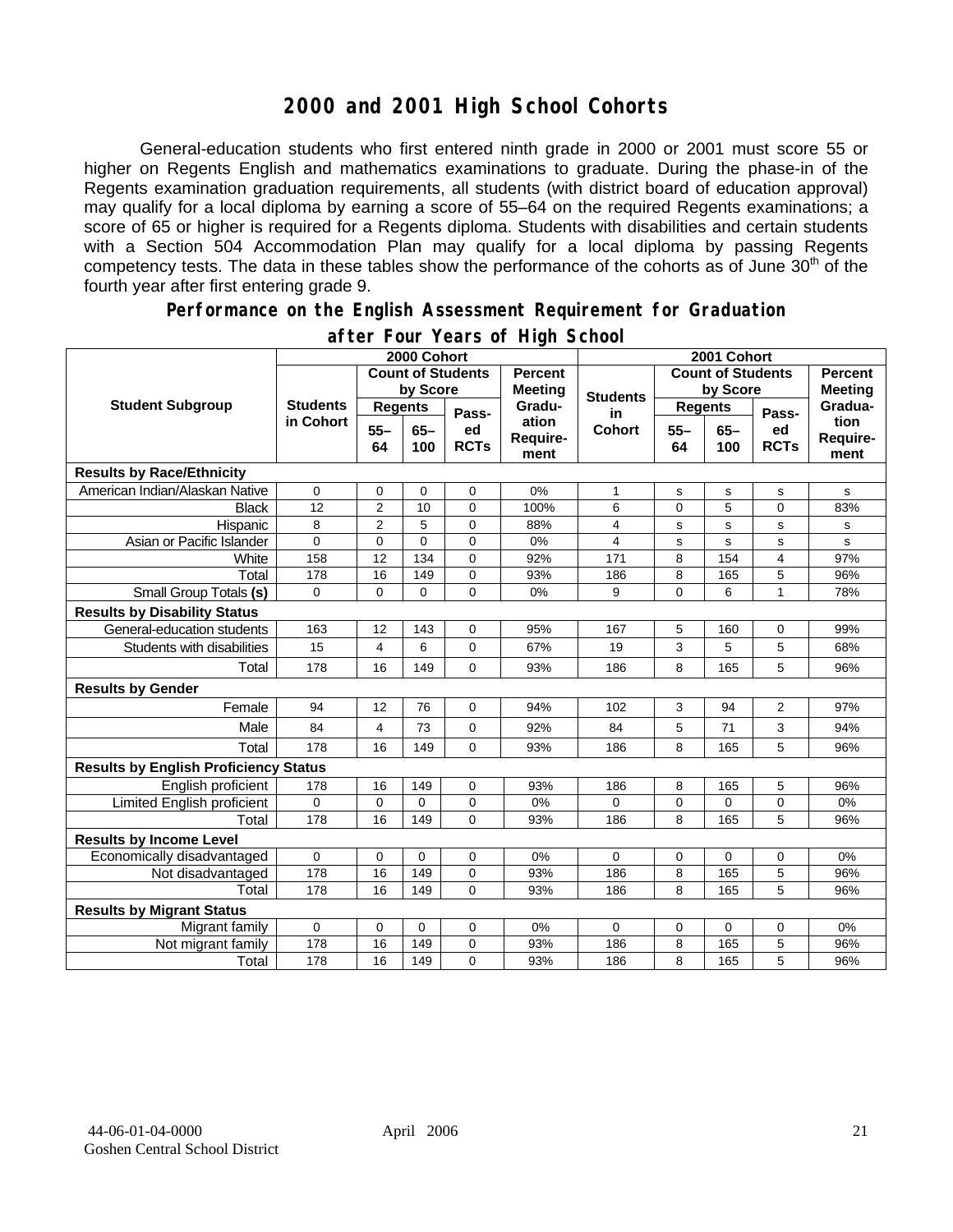# 2000 and 2001 High School Cohorts

General-education students who first entered ninth grade in 2000 or 2001 must score 55 or higher on Regents English and mathematics examinations to graduate. During the phase-in of the Regents examination graduation requirements, all students (with district board of education approval) may qualify for a local diploma by earning a score of 55–64 on the required Regents examinations; a score of 65 or higher is required for a Regents diploma. Students with disabilities and certain students with a Section 504 Accommodation Plan may qualify for a local diploma by passing Regents competency tests. The data in these tables show the performance of the cohorts as of June 30th of the fourth year after first entering grade 9.

## Performance on the English Assessment Requirement for Graduation after Four Years of High School

| Student Subgroup | 2000 Cohort | | | | | 2001 Cohort | | | | |
|---|---|---|---|---|---|---|---|---|---|---|
| | Students in Cohort | Count of Students by Score | | | Percent Meeting Graduation Requirement | Students in Cohort | Count of Students by Score | | | Percent Meeting Graduation Requirement |
| | | Regents 55–64 | Regents 65–100 | Passed RCTs | | | Regents 55–64 | Regents 65–100 | Passed RCTs | |
| **Results by Race/Ethnicity** | | | | | | | | | | |
| American Indian/Alaskan Native | 0 | 0 | 0 | 0 | 0% | 1 | s | s | s | s |
| Black | 12 | 2 | 10 | 0 | 100% | 6 | 0 | 5 | 0 | 83% |
| Hispanic | 8 | 2 | 5 | 0 | 88% | 4 | s | s | s | s |
| Asian or Pacific Islander | 0 | 0 | 0 | 0 | 0% | 4 | s | s | s | s |
| White | 158 | 12 | 134 | 0 | 92% | 171 | 8 | 154 | 4 | 97% |
| Total | 178 | 16 | 149 | 0 | 93% | 186 | 8 | 165 | 5 | 96% |
| Small Group Totals **(s)** | 0 | 0 | 0 | 0 | 0% | 9 | 0 | 6 | 1 | 78% |
| **Results by Disability Status** | | | | | | | | | | |
| General-education students | 163 | 12 | 143 | 0 | 95% | 167 | 5 | 160 | 0 | 99% |
| Students with disabilities | 15 | 4 | 6 | 0 | 67% | 19 | 3 | 5 | 5 | 68% |
| Total | 178 | 16 | 149 | 0 | 93% | 186 | 8 | 165 | 5 | 96% |
| **Results by Gender** | | | | | | | | | | |
| Female | 94 | 12 | 76 | 0 | 94% | 102 | 3 | 94 | 2 | 97% |
| Male | 84 | 4 | 73 | 0 | 92% | 84 | 5 | 71 | 3 | 94% |
| Total | 178 | 16 | 149 | 0 | 93% | 186 | 8 | 165 | 5 | 96% |
| **Results by English Proficiency Status** | | | | | | | | | | |
| English proficient | 178 | 16 | 149 | 0 | 93% | 186 | 8 | 165 | 5 | 96% |
| Limited English proficient | 0 | 0 | 0 | 0 | 0% | 0 | 0 | 0 | 0 | 0% |
| Total | 178 | 16 | 149 | 0 | 93% | 186 | 8 | 165 | 5 | 96% |
| **Results by Income Level** | | | | | | | | | | |
| Economically disadvantaged | 0 | 0 | 0 | 0 | 0% | 0 | 0 | 0 | 0 | 0% |
| Not disadvantaged | 178 | 16 | 149 | 0 | 93% | 186 | 8 | 165 | 5 | 96% |
| Total | 178 | 16 | 149 | 0 | 93% | 186 | 8 | 165 | 5 | 96% |
| **Results by Migrant Status** | | | | | | | | | | |
| Migrant family | 0 | 0 | 0 | 0 | 0% | 0 | 0 | 0 | 0 | 0% |
| Not migrant family | 178 | 16 | 149 | 0 | 93% | 186 | 8 | 165 | 5 | 96% |
| Total | 178 | 16 | 149 | 0 | 93% | 186 | 8 | 165 | 5 | 96% |

44-06-01-04-0000 April 2006
Goshen Central School District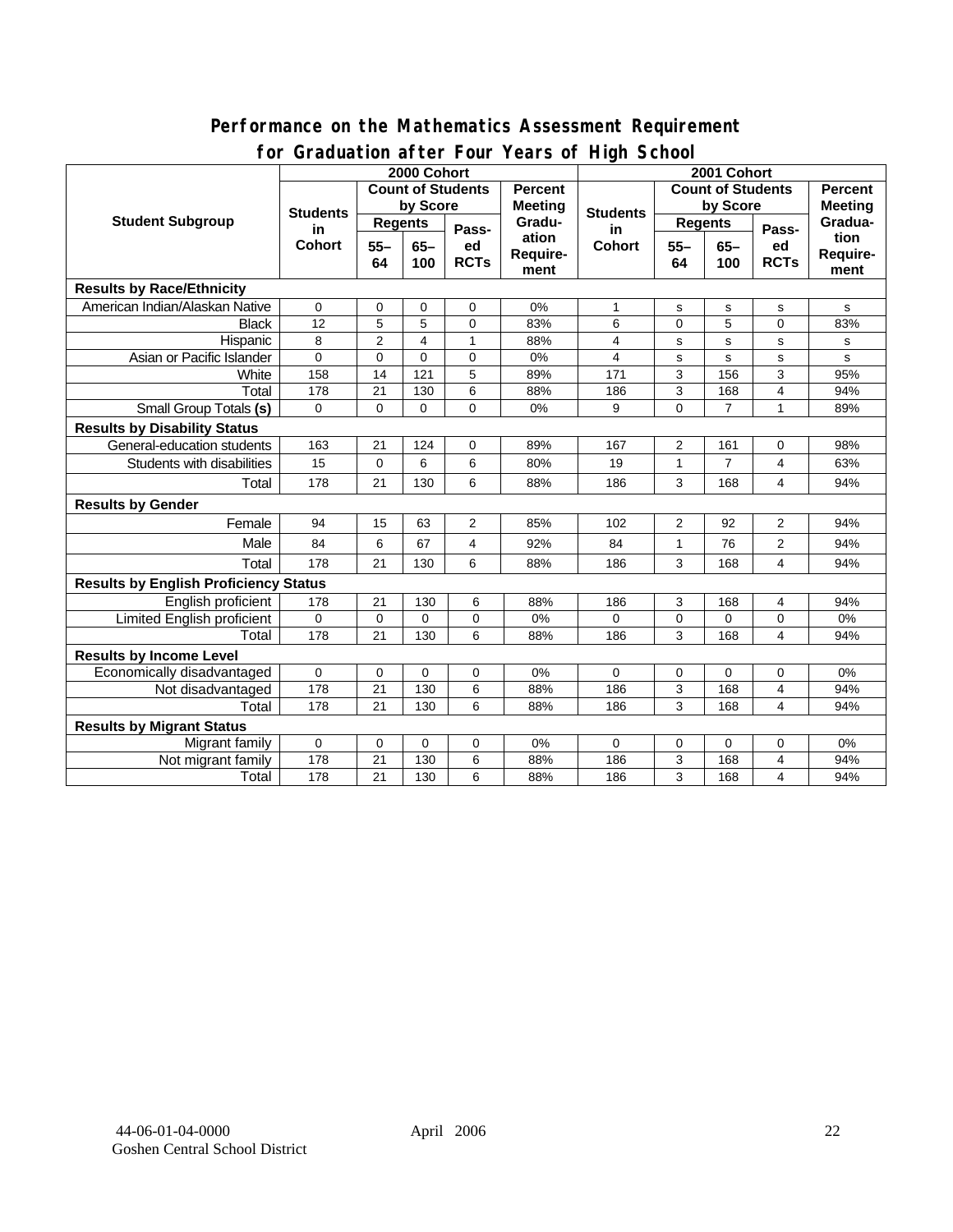## Performance on the Mathematics Assessment Requirement for Graduation after Four Years of High School

| Student Subgroup | 2000 Cohort | | | | | 2001 Cohort | | | | |
|---|---|---|---|---|---|---|---|---|---|---|
| | Students in Cohort | Count of Students by Score | | | Percent Meeting Graduation Requirement | Students in Cohort | Count of Students by Score | | | Percent Meeting Graduation Requirement |
| | | Regents | | Passed RCTs | | | Regents | | Passed RCTs | |
| | | 55–64 | 65–100 | | | | 55–64 | 65–100 | | |
| **Results by Race/Ethnicity** | | | | | | | | | | |
| American Indian/Alaskan Native | 0 | 0 | 0 | 0 | 0% | 1 | s | s | s | s |
| Black | 12 | 5 | 5 | 0 | 83% | 6 | 0 | 5 | 0 | 83% |
| Hispanic | 8 | 2 | 4 | 1 | 88% | 4 | s | s | s | s |
| Asian or Pacific Islander | 0 | 0 | 0 | 0 | 0% | 4 | s | s | s | s |
| White | 158 | 14 | 121 | 5 | 89% | 171 | 3 | 156 | 3 | 95% |
| Total | 178 | 21 | 130 | 6 | 88% | 186 | 3 | 168 | 4 | 94% |
| Small Group Totals **(s)** | 0 | 0 | 0 | 0 | 0% | 9 | 0 | 7 | 1 | 89% |
| **Results by Disability Status** | | | | | | | | | | |
| General-education students | 163 | 21 | 124 | 0 | 89% | 167 | 2 | 161 | 0 | 98% |
| Students with disabilities | 15 | 0 | 6 | 6 | 80% | 19 | 1 | 7 | 4 | 63% |
| Total | 178 | 21 | 130 | 6 | 88% | 186 | 3 | 168 | 4 | 94% |
| **Results by Gender** | | | | | | | | | | |
| Female | 94 | 15 | 63 | 2 | 85% | 102 | 2 | 92 | 2 | 94% |
| Male | 84 | 6 | 67 | 4 | 92% | 84 | 1 | 76 | 2 | 94% |
| Total | 178 | 21 | 130 | 6 | 88% | 186 | 3 | 168 | 4 | 94% |
| **Results by English Proficiency Status** | | | | | | | | | | |
| English proficient | 178 | 21 | 130 | 6 | 88% | 186 | 3 | 168 | 4 | 94% |
| Limited English proficient | 0 | 0 | 0 | 0 | 0% | 0 | 0 | 0 | 0 | 0% |
| Total | 178 | 21 | 130 | 6 | 88% | 186 | 3 | 168 | 4 | 94% |
| **Results by Income Level** | | | | | | | | | | |
| Economically disadvantaged | 0 | 0 | 0 | 0 | 0% | 0 | 0 | 0 | 0 | 0% |
| Not disadvantaged | 178 | 21 | 130 | 6 | 88% | 186 | 3 | 168 | 4 | 94% |
| Total | 178 | 21 | 130 | 6 | 88% | 186 | 3 | 168 | 4 | 94% |
| **Results by Migrant Status** | | | | | | | | | | |
| Migrant family | 0 | 0 | 0 | 0 | 0% | 0 | 0 | 0 | 0 | 0% |
| Not migrant family | 178 | 21 | 130 | 6 | 88% | 186 | 3 | 168 | 4 | 94% |
| Total | 178 | 21 | 130 | 6 | 88% | 186 | 3 | 168 | 4 | 94% |

44-06-01-04-0000 April 2006
Goshen Central School District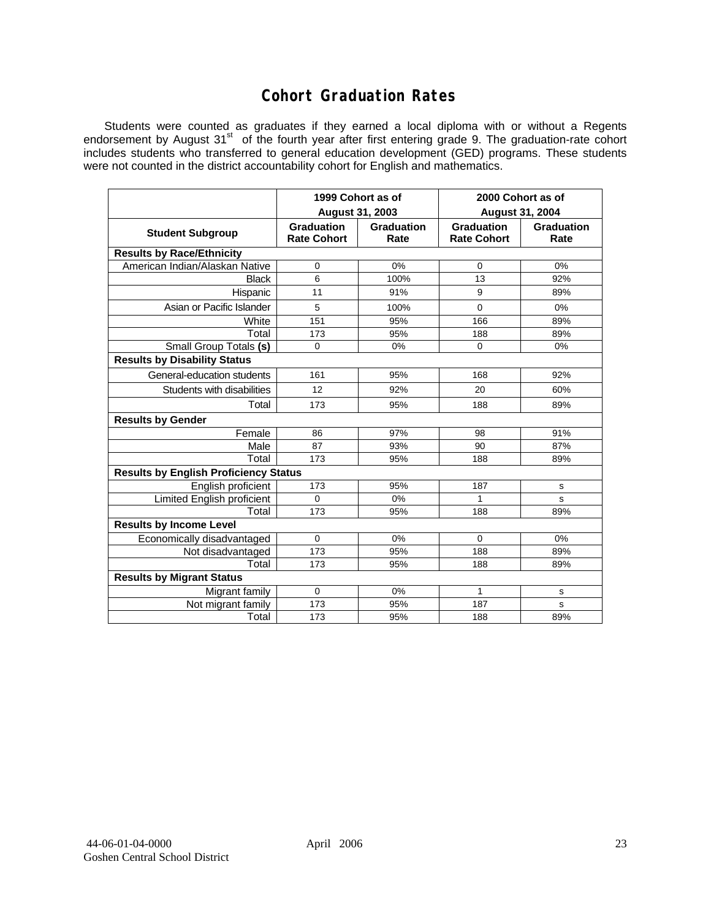# Cohort Graduation Rates

Students were counted as graduates if they earned a local diploma with or without a Regents endorsement by August 31st of the fourth year after first entering grade 9. The graduation-rate cohort includes students who transferred to general education development (GED) programs. These students were not counted in the district accountability cohort for English and mathematics.

| | 1999 Cohort as of August 31, 2003 | | 2000 Cohort as of August 31, 2004 | |
|---|---|---|---|---|
| **Student Subgroup** | **Graduation Rate Cohort** | **Graduation Rate** | **Graduation Rate Cohort** | **Graduation Rate** |
| **Results by Race/Ethnicity** | | | | |
| American Indian/Alaskan Native | 0 | 0% | 0 | 0% |
| Black | 6 | 100% | 13 | 92% |
| Hispanic | 11 | 91% | 9 | 89% |
| Asian or Pacific Islander | 5 | 100% | 0 | 0% |
| White | 151 | 95% | 166 | 89% |
| Total | 173 | 95% | 188 | 89% |
| Small Group Totals **(s)** | 0 | 0% | 0 | 0% |
| **Results by Disability Status** | | | | |
| General-education students | 161 | 95% | 168 | 92% |
| Students with disabilities | 12 | 92% | 20 | 60% |
| Total | 173 | 95% | 188 | 89% |
| **Results by Gender** | | | | |
| Female | 86 | 97% | 98 | 91% |
| Male | 87 | 93% | 90 | 87% |
| Total | 173 | 95% | 188 | 89% |
| **Results by English Proficiency Status** | | | | |
| English proficient | 173 | 95% | 187 | s |
| Limited English proficient | 0 | 0% | 1 | s |
| Total | 173 | 95% | 188 | 89% |
| **Results by Income Level** | | | | |
| Economically disadvantaged | 0 | 0% | 0 | 0% |
| Not disadvantaged | 173 | 95% | 188 | 89% |
| Total | 173 | 95% | 188 | 89% |
| **Results by Migrant Status** | | | | |
| Migrant family | 0 | 0% | 1 | s |
| Not migrant family | 173 | 95% | 187 | s |
| Total | 173 | 95% | 188 | 89% |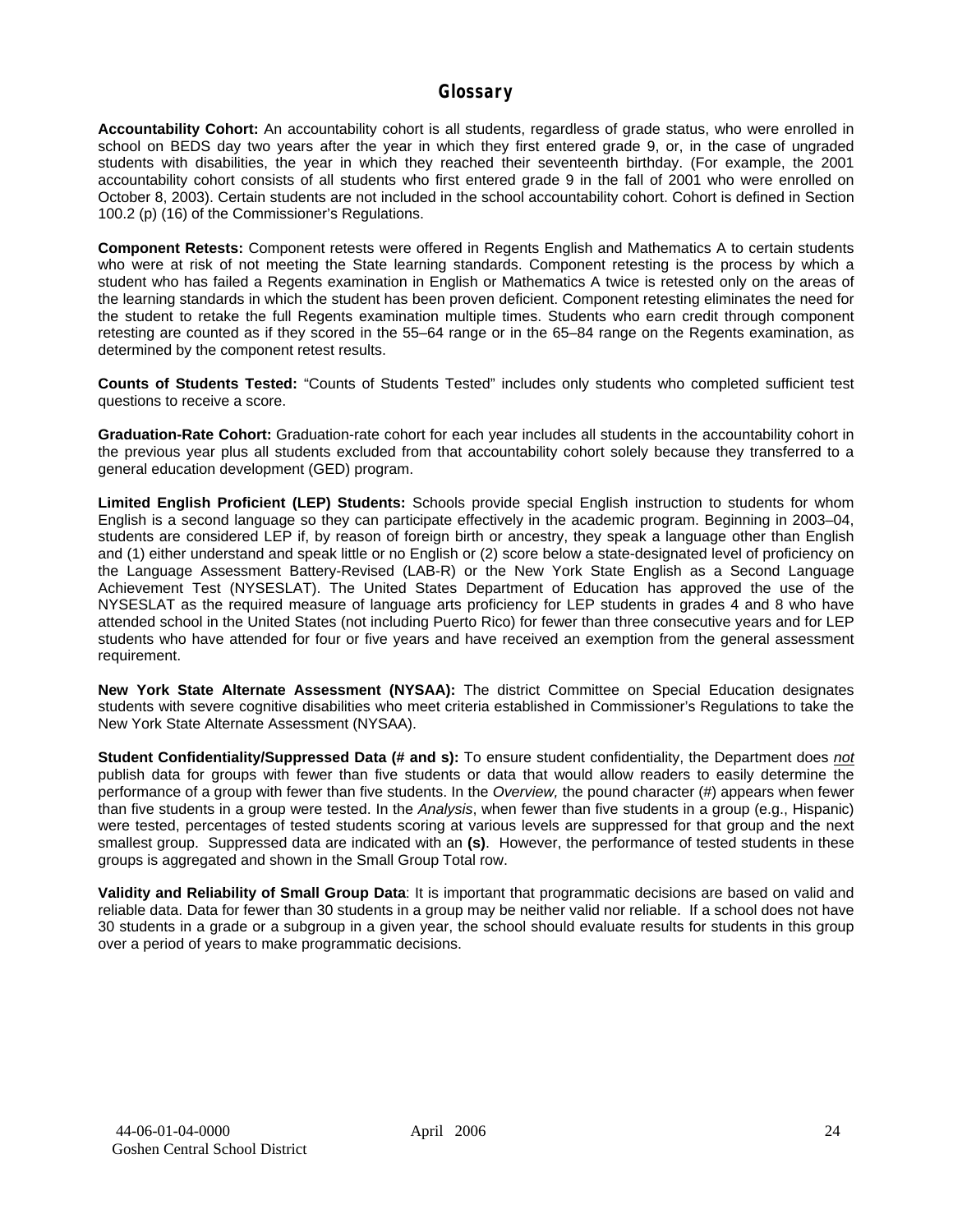# Glossary

**Accountability Cohort:** An accountability cohort is all students, regardless of grade status, who were enrolled in school on BEDS day two years after the year in which they first entered grade 9, or, in the case of ungraded students with disabilities, the year in which they reached their seventeenth birthday. (For example, the 2001 accountability cohort consists of all students who first entered grade 9 in the fall of 2001 who were enrolled on October 8, 2003). Certain students are not included in the school accountability cohort. Cohort is defined in Section 100.2 (p) (16) of the Commissioner's Regulations.

**Component Retests:** Component retests were offered in Regents English and Mathematics A to certain students who were at risk of not meeting the State learning standards. Component retesting is the process by which a student who has failed a Regents examination in English or Mathematics A twice is retested only on the areas of the learning standards in which the student has been proven deficient. Component retesting eliminates the need for the student to retake the full Regents examination multiple times. Students who earn credit through component retesting are counted as if they scored in the 55–64 range or in the 65–84 range on the Regents examination, as determined by the component retest results.

**Counts of Students Tested:** "Counts of Students Tested" includes only students who completed sufficient test questions to receive a score.

**Graduation-Rate Cohort:** Graduation-rate cohort for each year includes all students in the accountability cohort in the previous year plus all students excluded from that accountability cohort solely because they transferred to a general education development (GED) program.

**Limited English Proficient (LEP) Students:** Schools provide special English instruction to students for whom English is a second language so they can participate effectively in the academic program. Beginning in 2003–04, students are considered LEP if, by reason of foreign birth or ancestry, they speak a language other than English and (1) either understand and speak little or no English or (2) score below a state-designated level of proficiency on the Language Assessment Battery-Revised (LAB-R) or the New York State English as a Second Language Achievement Test (NYSESLAT). The United States Department of Education has approved the use of the NYSESLAT as the required measure of language arts proficiency for LEP students in grades 4 and 8 who have attended school in the United States (not including Puerto Rico) for fewer than three consecutive years and for LEP students who have attended for four or five years and have received an exemption from the general assessment requirement.

**New York State Alternate Assessment (NYSAA):** The district Committee on Special Education designates students with severe cognitive disabilities who meet criteria established in Commissioner's Regulations to take the New York State Alternate Assessment (NYSAA).

**Student Confidentiality/Suppressed Data (# and s):** To ensure student confidentiality, the Department does *not* publish data for groups with fewer than five students or data that would allow readers to easily determine the performance of a group with fewer than five students. In the *Overview,* the pound character (#) appears when fewer than five students in a group were tested. In the *Analysis*, when fewer than five students in a group (e.g., Hispanic) were tested, percentages of tested students scoring at various levels are suppressed for that group and the next smallest group. Suppressed data are indicated with an **(s)**. However, the performance of tested students in these groups is aggregated and shown in the Small Group Total row.

**Validity and Reliability of Small Group Data**: It is important that programmatic decisions are based on valid and reliable data. Data for fewer than 30 students in a group may be neither valid nor reliable. If a school does not have 30 students in a grade or a subgroup in a given year, the school should evaluate results for students in this group over a period of years to make programmatic decisions.

44-06-01-04-0000 April 2006
Goshen Central School District